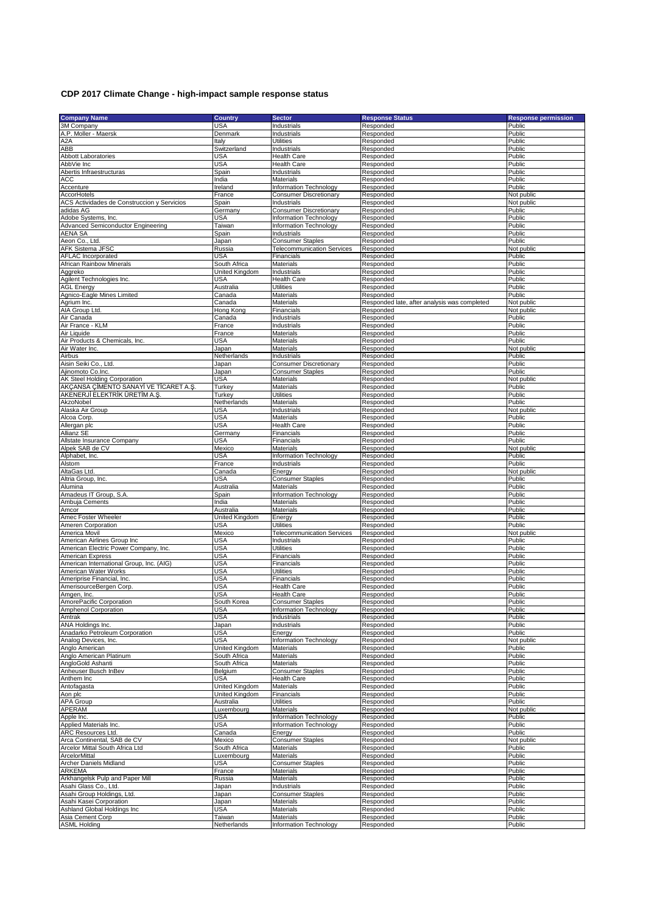## CDP 2017 Climate Change - high-impact sample response status

| Company Name | Country | Sector | Response Status | Response permission |
|---|---|---|---|---|
| 3M Company | USA | Industrials | Responded | Public |
| A.P. Moller - Maersk | Denmark | Industrials | Responded | Public |
| A2A | Italy | Utilities | Responded | Public |
| ABB | Switzerland | Industrials | Responded | Public |
| Abbott Laboratories | USA | Health Care | Responded | Public |
| AbbVie Inc | USA | Health Care | Responded | Public |
| Abertis Infraestructuras | Spain | Industrials | Responded | Public |
| ACC | India | Materials | Responded | Public |
| Accenture | Ireland | Information Technology | Responded | Public |
| AccorHotels | France | Consumer Discretionary | Responded | Not public |
| ACS Actividades de Construccion y Servicios | Spain | Industrials | Responded | Not public |
| adidas AG | Germany | Consumer Discretionary | Responded | Public |
| Adobe Systems, Inc. | USA | Information Technology | Responded | Public |
| Advanced Semiconductor Engineering | Taiwan | Information Technology | Responded | Public |
| AENA SA | Spain | Industrials | Responded | Public |
| Aeon Co., Ltd. | Japan | Consumer Staples | Responded | Public |
| AFK Sistema JFSC | Russia | Telecommunication Services | Responded | Not public |
| AFLAC Incorporated | USA | Financials | Responded | Public |
| African Rainbow Minerals | South Africa | Materials | Responded | Public |
| Aggreko | United Kingdom | Industrials | Responded | Public |
| Agilent Technologies Inc. | USA | Health Care | Responded | Public |
| AGL Energy | Australia | Utilities | Responded | Public |
| Agnico-Eagle Mines Limited | Canada | Materials | Responded | Public |
| Agrium Inc. | Canada | Materials | Responded late, after analysis was completed | Not public |
| AIA Group Ltd. | Hong Kong | Financials | Responded | Not public |
| Air Canada | Canada | Industrials | Responded | Public |
| Air France - KLM | France | Industrials | Responded | Public |
| Air Liquide | France | Materials | Responded | Public |
| Air Products & Chemicals, Inc. | USA | Materials | Responded | Public |
| Air Water Inc. | Japan | Materials | Responded | Not public |
| Airbus | Netherlands | Industrials | Responded | Public |
| Aisin Seiki Co., Ltd. | Japan | Consumer Discretionary | Responded | Public |
| Ajinomoto Co.Inc. | Japan | Consumer Staples | Responded | Public |
| AK Steel Holding Corporation | USA | Materials | Responded | Not public |
| AKÇANSA ÇİMENTO SANAYİ VE TİCARET A.Ş. | Turkey | Materials | Responded | Public |
| AKENERJİ ELEKTRİK ÜRETİM A.Ş. | Turkey | Utilities | Responded | Public |
| AkzoNobel | Netherlands | Materials | Responded | Public |
| Alaska Air Group | USA | Industrials | Responded | Not public |
| Alcoa Corp. | USA | Materials | Responded | Public |
| Allergan plc | USA | Health Care | Responded | Public |
| Allianz SE | Germany | Financials | Responded | Public |
| Allstate Insurance Company | USA | Financials | Responded | Public |
| Alpek SAB de CV | Mexico | Materials | Responded | Not public |
| Alphabet, Inc. | USA | Information Technology | Responded | Public |
| Alstom | France | Industrials | Responded | Public |
| AltaGas Ltd. | Canada | Energy | Responded | Not public |
| Altria Group, Inc. | USA | Consumer Staples | Responded | Public |
| Alumina | Australia | Materials | Responded | Public |
| Amadeus IT Group, S.A. | Spain | Information Technology | Responded | Public |
| Ambuja Cements | India | Materials | Responded | Public |
| Amcor | Australia | Materials | Responded | Public |
| Amec Foster Wheeler | United Kingdom | Energy | Responded | Public |
| Ameren Corporation | USA | Utilities | Responded | Public |
| America Movil | Mexico | Telecommunication Services | Responded | Not public |
| American Airlines Group Inc | USA | Industrials | Responded | Public |
| American Electric Power Company, Inc. | USA | Utilities | Responded | Public |
| American Express | USA | Financials | Responded | Public |
| American International Group, Inc. (AIG) | USA | Financials | Responded | Public |
| American Water Works | USA | Utilities | Responded | Public |
| Ameriprise Financial, Inc. | USA | Financials | Responded | Public |
| AmerisourceBergen Corp. | USA | Health Care | Responded | Public |
| Amgen, Inc. | USA | Health Care | Responded | Public |
| AmorePacific Corporation | South Korea | Consumer Staples | Responded | Public |
| Amphenol Corporation | USA | Information Technology | Responded | Public |
| Amtrak | USA | Industrials | Responded | Public |
| ANA Holdings Inc. | Japan | Industrials | Responded | Public |
| Anadarko Petroleum Corporation | USA | Energy | Responded | Public |
| Analog Devices, Inc. | USA | Information Technology | Responded | Not public |
| Anglo American | United Kingdom | Materials | Responded | Public |
| Anglo American Platinum | South Africa | Materials | Responded | Public |
| AngloGold Ashanti | South Africa | Materials | Responded | Public |
| Anheuser Busch InBev | Belgium | Consumer Staples | Responded | Public |
| Anthem Inc | USA | Health Care | Responded | Public |
| Antofagasta | United Kingdom | Materials | Responded | Public |
| Aon plc | United Kingdom | Financials | Responded | Public |
| APA Group | Australia | Utilities | Responded | Public |
| APERAM | Luxembourg | Materials | Responded | Not public |
| Apple Inc. | USA | Information Technology | Responded | Public |
| Applied Materials Inc. | USA | Information Technology | Responded | Public |
| ARC Resources Ltd. | Canada | Energy | Responded | Public |
| Arca Continental, SAB de CV | Mexico | Consumer Staples | Responded | Not public |
| Arcelor Mittal South Africa Ltd | South Africa | Materials | Responded | Public |
| ArcelorMittal | Luxembourg | Materials | Responded | Public |
| Archer Daniels Midland | USA | Consumer Staples | Responded | Public |
| ARKEMA | France | Materials | Responded | Public |
| Arkhangelsk Pulp and Paper Mill | Russia | Materials | Responded | Public |
| Asahi Glass Co., Ltd. | Japan | Industrials | Responded | Public |
| Asahi Group Holdings, Ltd. | Japan | Consumer Staples | Responded | Public |
| Asahi Kasei Corporation | Japan | Materials | Responded | Public |
| Ashland Global Holdings Inc | USA | Materials | Responded | Public |
| Asia Cement Corp | Taiwan | Materials | Responded | Public |
| ASML Holding | Netherlands | Information Technology | Responded | Public |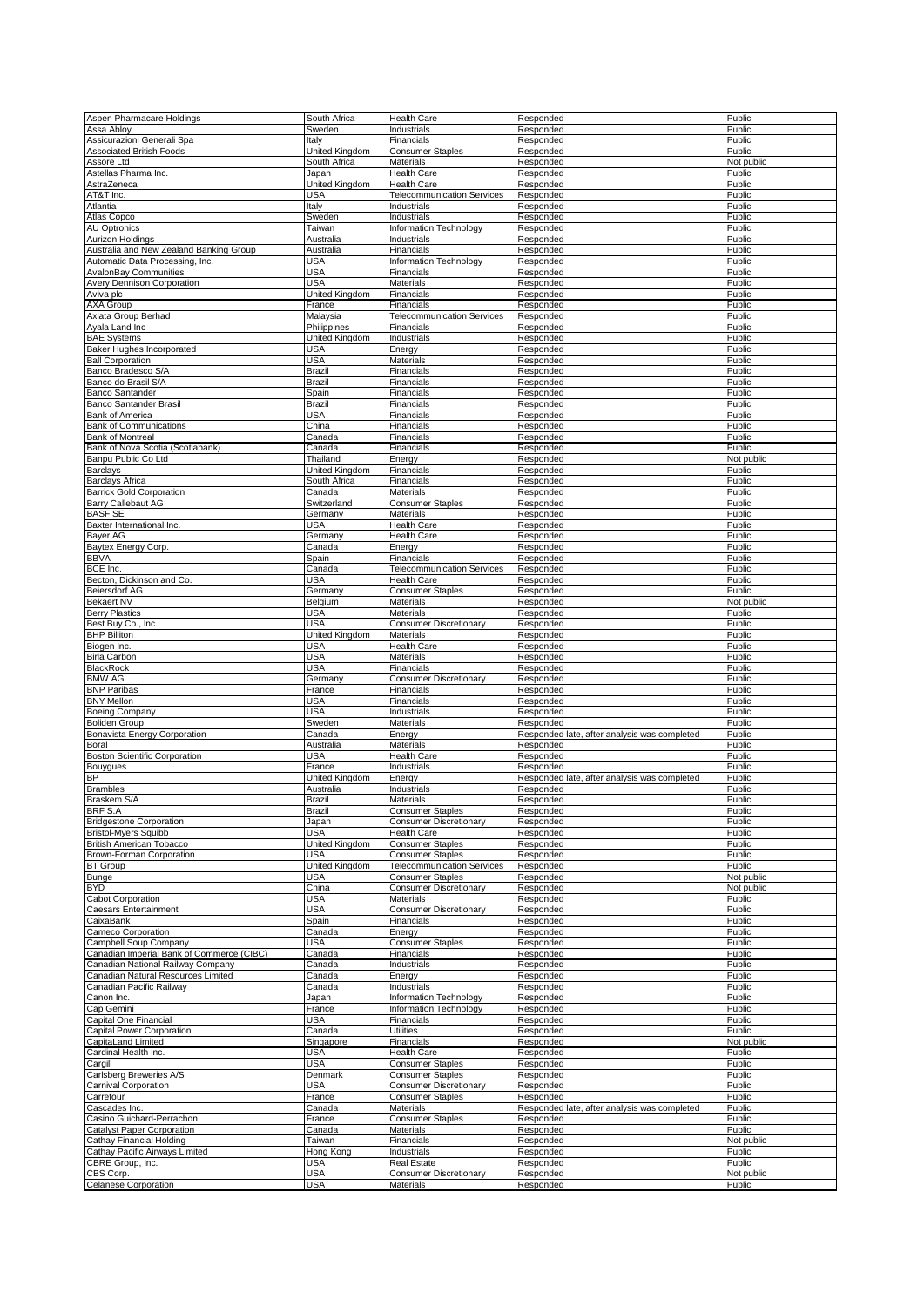| Aspen Pharmacare Holdings | South Africa | Health Care | Responded | Public |
|---|---|---|---|---|
| Assa Abloy | Sweden | Industrials | Responded | Public |
| Assicurazioni Generali Spa | Italy | Financials | Responded | Public |
| Associated British Foods | United Kingdom | Consumer Staples | Responded | Public |
| Assore Ltd | South Africa | Materials | Responded | Not public |
| Astellas Pharma Inc. | Japan | Health Care | Responded | Public |
| AstraZeneca | United Kingdom | Health Care | Responded | Public |
| AT&T Inc. | USA | Telecommunication Services | Responded | Public |
| Atlantia | Italy | Industrials | Responded | Public |
| Atlas Copco | Sweden | Industrials | Responded | Public |
| AU Optronics | Taiwan | Information Technology | Responded | Public |
| Aurizon Holdings | Australia | Industrials | Responded | Public |
| Australia and New Zealand Banking Group | Australia | Financials | Responded | Public |
| Automatic Data Processing, Inc. | USA | Information Technology | Responded | Public |
| AvalonBay Communities | USA | Financials | Responded | Public |
| Avery Dennison Corporation | USA | Materials | Responded | Public |
| Aviva plc | United Kingdom | Financials | Responded | Public |
| AXA Group | France | Financials | Responded | Public |
| Axiata Group Berhad | Malaysia | Telecommunication Services | Responded | Public |
| Ayala Land Inc | Philippines | Financials | Responded | Public |
| BAE Systems | United Kingdom | Industrials | Responded | Public |
| Baker Hughes Incorporated | USA | Energy | Responded | Public |
| Ball Corporation | USA | Materials | Responded | Public |
| Banco Bradesco S/A | Brazil | Financials | Responded | Public |
| Banco do Brasil S/A | Brazil | Financials | Responded | Public |
| Banco Santander | Spain | Financials | Responded | Public |
| Banco Santander Brasil | Brazil | Financials | Responded | Public |
| Bank of America | USA | Financials | Responded | Public |
| Bank of Communications | China | Financials | Responded | Public |
| Bank of Montreal | Canada | Financials | Responded | Public |
| Bank of Nova Scotia (Scotiabank) | Canada | Financials | Responded | Public |
| Banpu Public Co Ltd | Thailand | Energy | Responded | Not public |
| Barclays | United Kingdom | Financials | Responded | Public |
| Barclays Africa | South Africa | Financials | Responded | Public |
| Barrick Gold Corporation | Canada | Materials | Responded | Public |
| Barry Callebaut AG | Switzerland | Consumer Staples | Responded | Public |
| BASF SE | Germany | Materials | Responded | Public |
| Baxter International Inc. | USA | Health Care | Responded | Public |
| Bayer AG | Germany | Health Care | Responded | Public |
| Baytex Energy Corp. | Canada | Energy | Responded | Public |
| BBVA | Spain | Financials | Responded | Public |
| BCE Inc. | Canada | Telecommunication Services | Responded | Public |
| Becton, Dickinson and Co. | USA | Health Care | Responded | Public |
| Beiersdorf AG | Germany | Consumer Staples | Responded | Public |
| Bekaert NV | Belgium | Materials | Responded | Not public |
| Berry Plastics | USA | Materials | Responded | Public |
| Best Buy Co., Inc. | USA | Consumer Discretionary | Responded | Public |
| BHP Billiton | United Kingdom | Materials | Responded | Public |
| Biogen Inc. | USA | Health Care | Responded | Public |
| Birla Carbon | USA | Materials | Responded | Public |
| BlackRock | USA | Financials | Responded | Public |
| BMW AG | Germany | Consumer Discretionary | Responded | Public |
| BNP Paribas | France | Financials | Responded | Public |
| BNY Mellon | USA | Financials | Responded | Public |
| Boeing Company | USA | Industrials | Responded | Public |
| Boliden Group | Sweden | Materials | Responded | Public |
| Bonavista Energy Corporation | Canada | Energy | Responded late, after analysis was completed | Public |
| Boral | Australia | Materials | Responded | Public |
| Boston Scientific Corporation | USA | Health Care | Responded | Public |
| Bouygues | France | Industrials | Responded | Public |
| BP | United Kingdom | Energy | Responded late, after analysis was completed | Public |
| Brambles | Australia | Industrials | Responded | Public |
| Braskem S/A | Brazil | Materials | Responded | Public |
| BRF S.A | Brazil | Consumer Staples | Responded | Public |
| Bridgestone Corporation | Japan | Consumer Discretionary | Responded | Public |
| Bristol-Myers Squibb | USA | Health Care | Responded | Public |
| British American Tobacco | United Kingdom | Consumer Staples | Responded | Public |
| Brown-Forman Corporation | USA | Consumer Staples | Responded | Public |
| BT Group | United Kingdom | Telecommunication Services | Responded | Public |
| Bunge | USA | Consumer Staples | Responded | Not public |
| BYD | China | Consumer Discretionary | Responded | Not public |
| Cabot Corporation | USA | Materials | Responded | Public |
| Caesars Entertainment | USA | Consumer Discretionary | Responded | Public |
| CaixaBank | Spain | Financials | Responded | Public |
| Cameco Corporation | Canada | Energy | Responded | Public |
| Campbell Soup Company | USA | Consumer Staples | Responded | Public |
| Canadian Imperial Bank of Commerce (CIBC) | Canada | Financials | Responded | Public |
| Canadian National Railway Company | Canada | Industrials | Responded | Public |
| Canadian Natural Resources Limited | Canada | Energy | Responded | Public |
| Canadian Pacific Railway | Canada | Industrials | Responded | Public |
| Canon Inc. | Japan | Information Technology | Responded | Public |
| Cap Gemini | France | Information Technology | Responded | Public |
| Capital One Financial | USA | Financials | Responded | Public |
| Capital Power Corporation | Canada | Utilities | Responded | Public |
| CapitaLand Limited | Singapore | Financials | Responded | Not public |
| Cardinal Health Inc. | USA | Health Care | Responded | Public |
| Cargill | USA | Consumer Staples | Responded | Public |
| Carlsberg Breweries A/S | Denmark | Consumer Staples | Responded | Public |
| Carnival Corporation | USA | Consumer Discretionary | Responded | Public |
| Carrefour | France | Consumer Staples | Responded | Public |
| Cascades Inc. | Canada | Materials | Responded late, after analysis was completed | Public |
| Casino Guichard-Perrachon | France | Consumer Staples | Responded | Public |
| Catalyst Paper Corporation | Canada | Materials | Responded | Public |
| Cathay Financial Holding | Taiwan | Financials | Responded | Not public |
| Cathay Pacific Airways Limited | Hong Kong | Industrials | Responded | Public |
| CBRE Group, Inc. | USA | Real Estate | Responded | Public |
| CBS Corp. | USA | Consumer Discretionary | Responded | Not public |
| Celanese Corporation | USA | Materials | Responded | Public |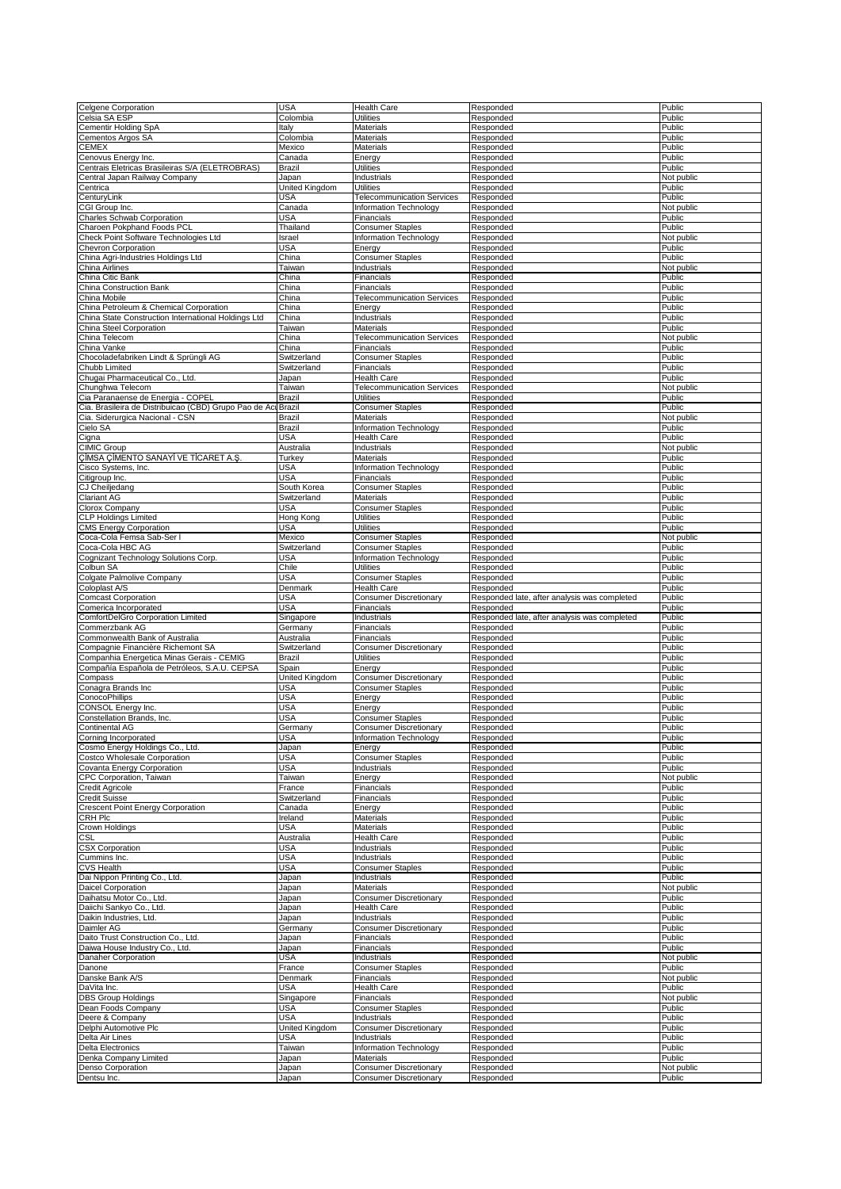| Celgene Corporation | USA | Health Care | Responded | Public |
|---|---|---|---|---|
| Celsia SA ESP | Colombia | Utilities | Responded | Public |
| Cementir Holding SpA | Italy | Materials | Responded | Public |
| Cementos Argos SA | Colombia | Materials | Responded | Public |
| CEMEX | Mexico | Materials | Responded | Public |
| Cenovus Energy Inc. | Canada | Energy | Responded | Public |
| Centrais Eletricas Brasileiras S/A (ELETROBRAS) | Brazil | Utilities | Responded | Public |
| Central Japan Railway Company | Japan | Industrials | Responded | Not public |
| Centrica | United Kingdom | Utilities | Responded | Public |
| CenturyLink | USA | Telecommunication Services | Responded | Public |
| CGI Group Inc. | Canada | Information Technology | Responded | Not public |
| Charles Schwab Corporation | USA | Financials | Responded | Public |
| Charoen Pokphand Foods PCL | Thailand | Consumer Staples | Responded | Public |
| Check Point Software Technologies Ltd | Israel | Information Technology | Responded | Not public |
| Chevron Corporation | USA | Energy | Responded | Public |
| China Agri-Industries Holdings Ltd | China | Consumer Staples | Responded | Public |
| China Airlines | Taiwan | Industrials | Responded | Not public |
| China Citic Bank | China | Financials | Responded | Public |
| China Construction Bank | China | Financials | Responded | Public |
| China Mobile | China | Telecommunication Services | Responded | Public |
| China Petroleum & Chemical Corporation | China | Energy | Responded | Public |
| China State Construction International Holdings Ltd | China | Industrials | Responded | Public |
| China Steel Corporation | Taiwan | Materials | Responded | Public |
| China Telecom | China | Telecommunication Services | Responded | Not public |
| China Vanke | China | Financials | Responded | Public |
| Chocoladefabriken Lindt & Sprüngli AG | Switzerland | Consumer Staples | Responded | Public |
| Chubb Limited | Switzerland | Financials | Responded | Public |
| Chugai Pharmaceutical Co., Ltd. | Japan | Health Care | Responded | Public |
| Chunghwa Telecom | Taiwan | Telecommunication Services | Responded | Not public |
| Cia Paranaense de Energia - COPEL | Brazil | Utilities | Responded | Public |
| Cia. Brasileira de Distribuicao (CBD) Grupo Pao de Ac | Brazil | Consumer Staples | Responded | Public |
| Cia. Siderurgica Nacional - CSN | Brazil | Materials | Responded | Not public |
| Cielo SA | Brazil | Information Technology | Responded | Public |
| Cigna | USA | Health Care | Responded | Public |
| CIMIC Group | Australia | Industrials | Responded | Not public |
| ÇİMSA ÇİMENTO SANAYİ VE TİCARET A.Ş. | Turkey | Materials | Responded | Public |
| Cisco Systems, Inc. | USA | Information Technology | Responded | Public |
| Citigroup Inc. | USA | Financials | Responded | Public |
| CJ Cheiljedang | South Korea | Consumer Staples | Responded | Public |
| Clariant AG | Switzerland | Materials | Responded | Public |
| Clorox Company | USA | Consumer Staples | Responded | Public |
| CLP Holdings Limited | Hong Kong | Utilities | Responded | Public |
| CMS Energy Corporation | USA | Utilities | Responded | Public |
| Coca-Cola Femsa Sab-Ser l | Mexico | Consumer Staples | Responded | Not public |
| Coca-Cola HBC AG | Switzerland | Consumer Staples | Responded | Public |
| Cognizant Technology Solutions Corp. | USA | Information Technology | Responded | Public |
| Colbun SA | Chile | Utilities | Responded | Public |
| Colgate Palmolive Company | USA | Consumer Staples | Responded | Public |
| Coloplast A/S | Denmark | Health Care | Responded | Public |
| Comcast Corporation | USA | Consumer Discretionary | Responded late, after analysis was completed | Public |
| Comerica Incorporated | USA | Financials | Responded | Public |
| ComfortDelGro Corporation Limited | Singapore | Industrials | Responded late, after analysis was completed | Public |
| Commerzbank AG | Germany | Financials | Responded | Public |
| Commonwealth Bank of Australia | Australia | Financials | Responded | Public |
| Compagnie Financière Richemont SA | Switzerland | Consumer Discretionary | Responded | Public |
| Companhia Energetica Minas Gerais - CEMIG | Brazil | Utilities | Responded | Public |
| Compañía Española de Petróleos, S.A.U. CEPSA | Spain | Energy | Responded | Public |
| Compass | United Kingdom | Consumer Discretionary | Responded | Public |
| Conagra Brands Inc | USA | Consumer Staples | Responded | Public |
| ConocoPhillips | USA | Energy | Responded | Public |
| CONSOL Energy Inc. | USA | Energy | Responded | Public |
| Constellation Brands, Inc. | USA | Consumer Staples | Responded | Public |
| Continental AG | Germany | Consumer Discretionary | Responded | Public |
| Corning Incorporated | USA | Information Technology | Responded | Public |
| Cosmo Energy Holdings Co., Ltd. | Japan | Energy | Responded | Public |
| Costco Wholesale Corporation | USA | Consumer Staples | Responded | Public |
| Covanta Energy Corporation | USA | Industrials | Responded | Public |
| CPC Corporation, Taiwan | Taiwan | Energy | Responded | Not public |
| Credit Agricole | France | Financials | Responded | Public |
| Credit Suisse | Switzerland | Financials | Responded | Public |
| Crescent Point Energy Corporation | Canada | Energy | Responded | Public |
| CRH Plc | Ireland | Materials | Responded | Public |
| Crown Holdings | USA | Materials | Responded | Public |
| CSL | Australia | Health Care | Responded | Public |
| CSX Corporation | USA | Industrials | Responded | Public |
| Cummins Inc. | USA | Industrials | Responded | Public |
| CVS Health | USA | Consumer Staples | Responded | Public |
| Dai Nippon Printing Co., Ltd. | Japan | Industrials | Responded | Public |
| Daicel Corporation | Japan | Materials | Responded | Not public |
| Daihatsu Motor Co., Ltd. | Japan | Consumer Discretionary | Responded | Public |
| Daiichi Sankyo Co., Ltd. | Japan | Health Care | Responded | Public |
| Daikin Industries, Ltd. | Japan | Industrials | Responded | Public |
| Daimler AG | Germany | Consumer Discretionary | Responded | Public |
| Daito Trust Construction Co., Ltd. | Japan | Financials | Responded | Public |
| Daiwa House Industry Co., Ltd. | Japan | Financials | Responded | Public |
| Danaher Corporation | USA | Industrials | Responded | Not public |
| Danone | France | Consumer Staples | Responded | Public |
| Danske Bank A/S | Denmark | Financials | Responded | Not public |
| DaVita Inc. | USA | Health Care | Responded | Public |
| DBS Group Holdings | Singapore | Financials | Responded | Not public |
| Dean Foods Company | USA | Consumer Staples | Responded | Public |
| Deere & Company | USA | Industrials | Responded | Public |
| Delphi Automotive Plc | United Kingdom | Consumer Discretionary | Responded | Public |
| Delta Air Lines | USA | Industrials | Responded | Public |
| Delta Electronics | Taiwan | Information Technology | Responded | Public |
| Denka Company Limited | Japan | Materials | Responded | Public |
| Denso Corporation | Japan | Consumer Discretionary | Responded | Not public |
| Dentsu Inc. | Japan | Consumer Discretionary | Responded | Public |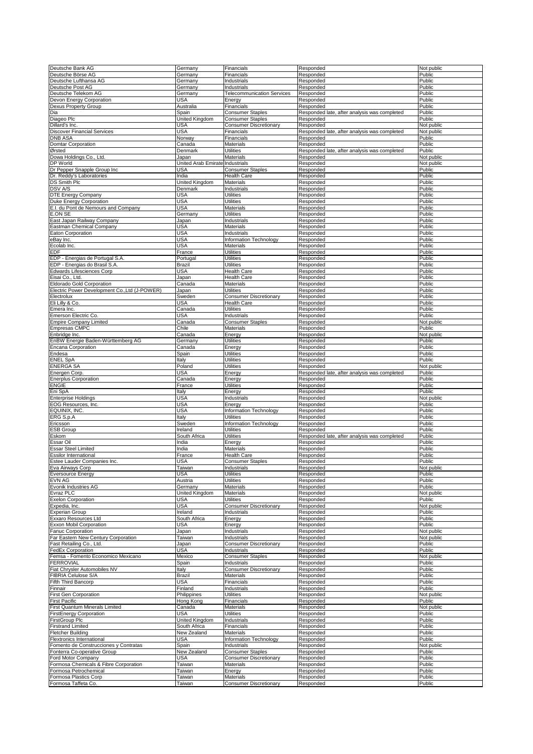| Deutsche Bank AG | Germany | Financials | Responded | Not public |
|---|---|---|---|---|
| Deutsche Börse AG | Germany | Financials | Responded | Public |
| Deutsche Lufthansa AG | Germany | Industrials | Responded | Public |
| Deutsche Post AG | Germany | Industrials | Responded | Public |
| Deutsche Telekom AG | Germany | Telecommunication Services | Responded | Public |
| Devon Energy Corporation | USA | Energy | Responded | Public |
| Dexus Property Group | Australia | Financials | Responded | Public |
| Dia | Spain | Consumer Staples | Responded late, after analysis was completed | Public |
| Diageo Plc | United Kingdom | Consumer Staples | Responded | Public |
| Dillard's Inc. | USA | Consumer Discretionary | Responded | Not public |
| Discover Financial Services | USA | Financials | Responded late, after analysis was completed | Not public |
| DNB ASA | Norway | Financials | Responded | Public |
| Domtar Corporation | Canada | Materials | Responded | Public |
| Ørsted | Denmark | Utilities | Responded late, after analysis was completed | Public |
| Dowa Holdings Co., Ltd. | Japan | Materials | Responded | Not public |
| DP World | United Arab Emirate | Industrials | Responded | Not public |
| Dr Pepper Snapple Group Inc | USA | Consumer Staples | Responded | Public |
| Dr. Reddy's Laboratories | India | Health Care | Responded | Public |
| DS Smith Plc | United Kingdom | Materials | Responded | Public |
| DSV A/S | Denmark | Industrials | Responded | Public |
| DTE Energy Company | USA | Utilities | Responded | Public |
| Duke Energy Corporation | USA | Utilities | Responded | Public |
| E.I. du Pont de Nemours and Company | USA | Materials | Responded | Public |
| E.ON SE | Germany | Utilities | Responded | Public |
| East Japan Railway Company | Japan | Industrials | Responded | Public |
| Eastman Chemical Company | USA | Materials | Responded | Public |
| Eaton Corporation | USA | Industrials | Responded | Public |
| eBay Inc. | USA | Information Technology | Responded | Public |
| Ecolab Inc. | USA | Materials | Responded | Public |
| EDF | France | Utilities | Responded | Public |
| EDP - Energias de Portugal S.A. | Portugal | Utilities | Responded | Public |
| EDP - Energias do Brasil S.A. | Brazil | Utilities | Responded | Public |
| Edwards Lifesciences Corp | USA | Health Care | Responded | Public |
| Eisai Co., Ltd. | Japan | Health Care | Responded | Public |
| Eldorado Gold Corporation | Canada | Materials | Responded | Public |
| Electric Power Development Co.,Ltd (J-POWER) | Japan | Utilities | Responded | Public |
| Electrolux | Sweden | Consumer Discretionary | Responded | Public |
| Eli Lilly & Co. | USA | Health Care | Responded | Public |
| Emera Inc. | Canada | Utilities | Responded | Public |
| Emerson Electric Co. | USA | Industrials | Responded | Public |
| Empire Company Limited | Canada | Consumer Staples | Responded | Not public |
| Empresas CMPC | Chile | Materials | Responded | Public |
| Enbridge Inc. | Canada | Energy | Responded | Not public |
| EnBW Energie Baden-Württemberg AG | Germany | Utilities | Responded | Public |
| Encana Corporation | Canada | Energy | Responded | Public |
| Endesa | Spain | Utilities | Responded | Public |
| ENEL SpA | Italy | Utilities | Responded | Public |
| ENERGA SA | Poland | Utilities | Responded | Not public |
| Energen Corp. | USA | Energy | Responded late, after analysis was completed | Public |
| Enerplus Corporation | Canada | Energy | Responded | Public |
| ENGIE | France | Utilities | Responded | Public |
| Eni SpA | Italy | Energy | Responded | Public |
| Enterprise Holdings | USA | Industrials | Responded | Not public |
| EOG Resources, Inc. | USA | Energy | Responded | Public |
| EQUINIX, INC. | USA | Information Technology | Responded | Public |
| ERG S.p.A | Italy | Utilities | Responded | Public |
| Ericsson | Sweden | Information Technology | Responded | Public |
| ESB Group | Ireland | Utilities | Responded | Public |
| Eskom | South Africa | Utilities | Responded late, after analysis was completed | Public |
| Essar Oil | India | Energy | Responded | Public |
| Essar Steel Limited | India | Materials | Responded | Public |
| Essilor International | France | Health Care | Responded | Public |
| Estee Lauder Companies Inc. | USA | Consumer Staples | Responded | Public |
| Eva Airways Corp | Taiwan | Industrials | Responded | Not public |
| Eversource Energy | USA | Utilities | Responded | Public |
| EVN AG | Austria | Utilities | Responded | Public |
| Evonik Industries AG | Germany | Materials | Responded | Public |
| Evraz PLC | United Kingdom | Materials | Responded | Not public |
| Exelon Corporation | USA | Utilities | Responded | Public |
| Expedia, Inc. | USA | Consumer Discretionary | Responded | Not public |
| Experian Group | Ireland | Industrials | Responded | Public |
| Exxaro Resources Ltd | South Africa | Energy | Responded | Public |
| Exxon Mobil Corporation | USA | Energy | Responded | Public |
| Fanuc Corporation | Japan | Industrials | Responded | Not public |
| Far Eastern New Century Corporation | Taiwan | Industrials | Responded | Not public |
| Fast Retailing Co., Ltd. | Japan | Consumer Discretionary | Responded | Public |
| FedEx Corporation | USA | Industrials | Responded | Public |
| Femsa - Fomento Economico Mexicano | Mexico | Consumer Staples | Responded | Not public |
| FERROVIAL | Spain | Industrials | Responded | Public |
| Fiat Chrysler Automobiles NV | Italy | Consumer Discretionary | Responded | Public |
| FIBRIA Celulose S/A | Brazil | Materials | Responded | Public |
| Fifth Third Bancorp | USA | Financials | Responded | Public |
| Finnair | Finland | Industrials | Responded | Public |
| First Gen Corporation | Philippines | Utilities | Responded | Not public |
| First Pacific | Hong Kong | Financials | Responded | Public |
| First Quantum Minerals Limited | Canada | Materials | Responded | Not public |
| FirstEnergy Corporation | USA | Utilities | Responded | Public |
| FirstGroup Plc | United Kingdom | Industrials | Responded | Public |
| Firstrand Limited | South Africa | Financials | Responded | Public |
| Fletcher Building | New Zealand | Materials | Responded | Public |
| Flextronics International | USA | Information Technology | Responded | Public |
| Fomento de Construcciones y Contratas | Spain | Industrials | Responded | Not public |
| Fonterra Co-operative Group | New Zealand | Consumer Staples | Responded | Public |
| Ford Motor Company | USA | Consumer Discretionary | Responded | Public |
| Formosa Chemicals & Fibre Corporation | Taiwan | Materials | Responded | Public |
| Formosa Petrochemical | Taiwan | Energy | Responded | Public |
| Formosa Plastics Corp | Taiwan | Materials | Responded | Public |
| Formosa Taffeta Co. | Taiwan | Consumer Discretionary | Responded | Public |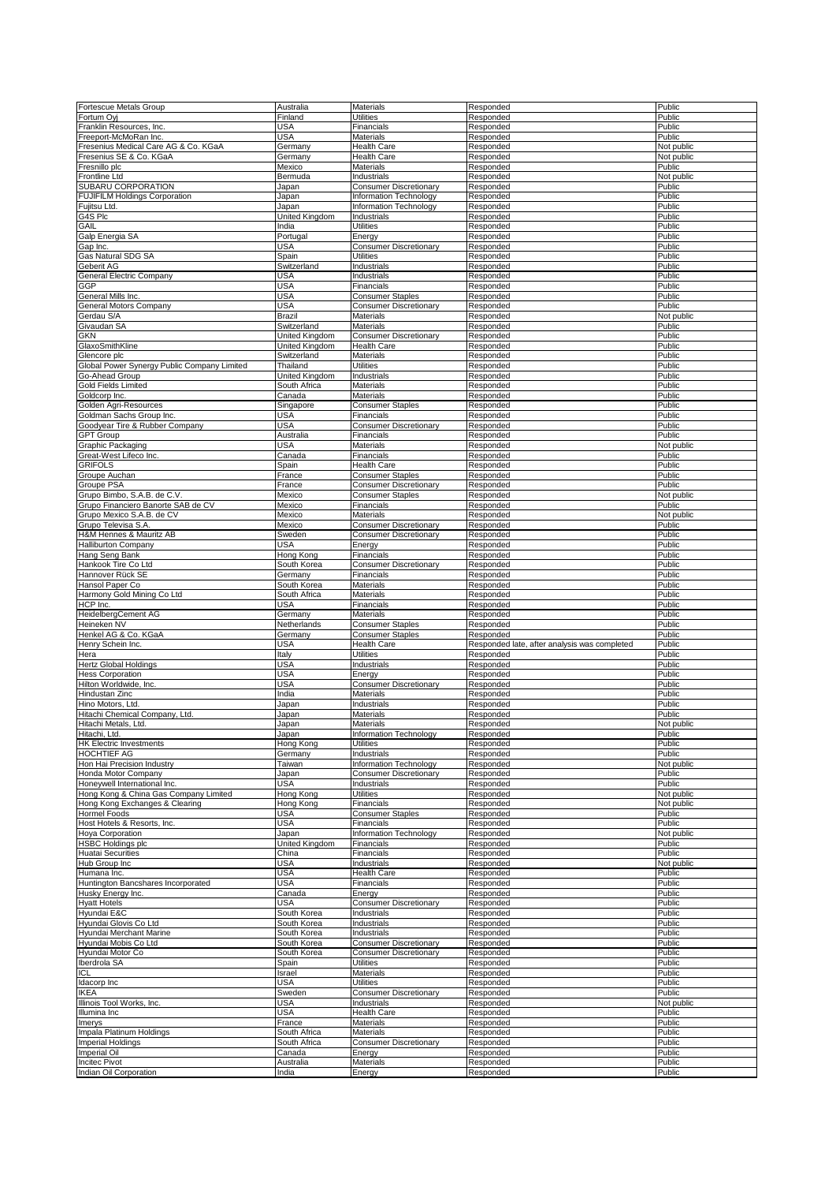| Fortescue Metals Group | Australia | Materials | Responded | Public |
|---|---|---|---|---|
| Fortum Oyj | Finland | Utilities | Responded | Public |
| Franklin Resources, Inc. | USA | Financials | Responded | Public |
| Freeport-McMoRan Inc. | USA | Materials | Responded | Public |
| Fresenius Medical Care AG & Co. KGaA | Germany | Health Care | Responded | Not public |
| Fresenius SE & Co. KGaA | Germany | Health Care | Responded | Not public |
| Fresnillo plc | Mexico | Materials | Responded | Public |
| Frontline Ltd | Bermuda | Industrials | Responded | Not public |
| SUBARU CORPORATION | Japan | Consumer Discretionary | Responded | Public |
| FUJIFILM Holdings Corporation | Japan | Information Technology | Responded | Public |
| Fujitsu Ltd. | Japan | Information Technology | Responded | Public |
| G4S Plc | United Kingdom | Industrials | Responded | Public |
| GAIL | India | Utilities | Responded | Public |
| Galp Energia SA | Portugal | Energy | Responded | Public |
| Gap Inc. | USA | Consumer Discretionary | Responded | Public |
| Gas Natural SDG SA | Spain | Utilities | Responded | Public |
| Geberit AG | Switzerland | Industrials | Responded | Public |
| General Electric Company | USA | Industrials | Responded | Public |
| GGP | USA | Financials | Responded | Public |
| General Mills Inc. | USA | Consumer Staples | Responded | Public |
| General Motors Company | USA | Consumer Discretionary | Responded | Public |
| Gerdau S/A | Brazil | Materials | Responded | Not public |
| Givaudan SA | Switzerland | Materials | Responded | Public |
| GKN | United Kingdom | Consumer Discretionary | Responded | Public |
| GlaxoSmithKline | United Kingdom | Health Care | Responded | Public |
| Glencore plc | Switzerland | Materials | Responded | Public |
| Global Power Synergy Public Company Limited | Thailand | Utilities | Responded | Public |
| Go-Ahead Group | United Kingdom | Industrials | Responded | Public |
| Gold Fields Limited | South Africa | Materials | Responded | Public |
| Goldcorp Inc. | Canada | Materials | Responded | Public |
| Golden Agri-Resources | Singapore | Consumer Staples | Responded | Public |
| Goldman Sachs Group Inc. | USA | Financials | Responded | Public |
| Goodyear Tire & Rubber Company | USA | Consumer Discretionary | Responded | Public |
| GPT Group | Australia | Financials | Responded | Public |
| Graphic Packaging | USA | Materials | Responded | Not public |
| Great-West Lifeco Inc. | Canada | Financials | Responded | Public |
| GRIFOLS | Spain | Health Care | Responded | Public |
| Groupe Auchan | France | Consumer Staples | Responded | Public |
| Groupe PSA | France | Consumer Discretionary | Responded | Public |
| Grupo Bimbo, S.A.B. de C.V. | Mexico | Consumer Staples | Responded | Not public |
| Grupo Financiero Banorte SAB de CV | Mexico | Financials | Responded | Public |
| Grupo Mexico S.A.B. de CV | Mexico | Materials | Responded | Not public |
| Grupo Televisa S.A. | Mexico | Consumer Discretionary | Responded | Public |
| H&M Hennes & Mauritz AB | Sweden | Consumer Discretionary | Responded | Public |
| Halliburton Company | USA | Energy | Responded | Public |
| Hang Seng Bank | Hong Kong | Financials | Responded | Public |
| Hankook Tire Co Ltd | South Korea | Consumer Discretionary | Responded | Public |
| Hannover Rück SE | Germany | Financials | Responded | Public |
| Hansol Paper Co | South Korea | Materials | Responded | Public |
| Harmony Gold Mining Co Ltd | South Africa | Materials | Responded | Public |
| HCP Inc. | USA | Financials | Responded | Public |
| HeidelbergCement AG | Germany | Materials | Responded | Public |
| Heineken NV | Netherlands | Consumer Staples | Responded | Public |
| Henkel AG & Co. KGaA | Germany | Consumer Staples | Responded | Public |
| Henry Schein Inc. | USA | Health Care | Responded late, after analysis was completed | Public |
| Hera | Italy | Utilities | Responded | Public |
| Hertz Global Holdings | USA | Industrials | Responded | Public |
| Hess Corporation | USA | Energy | Responded | Public |
| Hilton Worldwide, Inc. | USA | Consumer Discretionary | Responded | Public |
| Hindustan Zinc | India | Materials | Responded | Public |
| Hino Motors, Ltd. | Japan | Industrials | Responded | Public |
| Hitachi Chemical Company, Ltd. | Japan | Materials | Responded | Public |
| Hitachi Metals, Ltd. | Japan | Materials | Responded | Not public |
| Hitachi, Ltd. | Japan | Information Technology | Responded | Public |
| HK Electric Investments | Hong Kong | Utilities | Responded | Public |
| HOCHTIEF AG | Germany | Industrials | Responded | Public |
| Hon Hai Precision Industry | Taiwan | Information Technology | Responded | Not public |
| Honda Motor Company | Japan | Consumer Discretionary | Responded | Public |
| Honeywell International Inc. | USA | Industrials | Responded | Public |
| Hong Kong & China Gas Company Limited | Hong Kong | Utilities | Responded | Not public |
| Hong Kong Exchanges & Clearing | Hong Kong | Financials | Responded | Not public |
| Hormel Foods | USA | Consumer Staples | Responded | Public |
| Host Hotels & Resorts, Inc. | USA | Financials | Responded | Public |
| Hoya Corporation | Japan | Information Technology | Responded | Not public |
| HSBC Holdings plc | United Kingdom | Financials | Responded | Public |
| Huatai Securities | China | Financials | Responded | Public |
| Hub Group Inc | USA | Industrials | Responded | Not public |
| Humana Inc. | USA | Health Care | Responded | Public |
| Huntington Bancshares Incorporated | USA | Financials | Responded | Public |
| Husky Energy Inc. | Canada | Energy | Responded | Public |
| Hyatt Hotels | USA | Consumer Discretionary | Responded | Public |
| Hyundai E&C | South Korea | Industrials | Responded | Public |
| Hyundai Glovis Co Ltd | South Korea | Industrials | Responded | Public |
| Hyundai Merchant Marine | South Korea | Industrials | Responded | Public |
| Hyundai Mobis Co Ltd | South Korea | Consumer Discretionary | Responded | Public |
| Hyundai Motor Co | South Korea | Consumer Discretionary | Responded | Public |
| Iberdrola SA | Spain | Utilities | Responded | Public |
| ICL | Israel | Materials | Responded | Public |
| Idacorp Inc | USA | Utilities | Responded | Public |
| IKEA | Sweden | Consumer Discretionary | Responded | Public |
| Illinois Tool Works, Inc. | USA | Industrials | Responded | Not public |
| Illumina Inc | USA | Health Care | Responded | Public |
| Imerys | France | Materials | Responded | Public |
| Impala Platinum Holdings | South Africa | Materials | Responded | Public |
| Imperial Holdings | South Africa | Consumer Discretionary | Responded | Public |
| Imperial Oil | Canada | Energy | Responded | Public |
| Incitec Pivot | Australia | Materials | Responded | Public |
| Indian Oil Corporation | India | Energy | Responded | Public |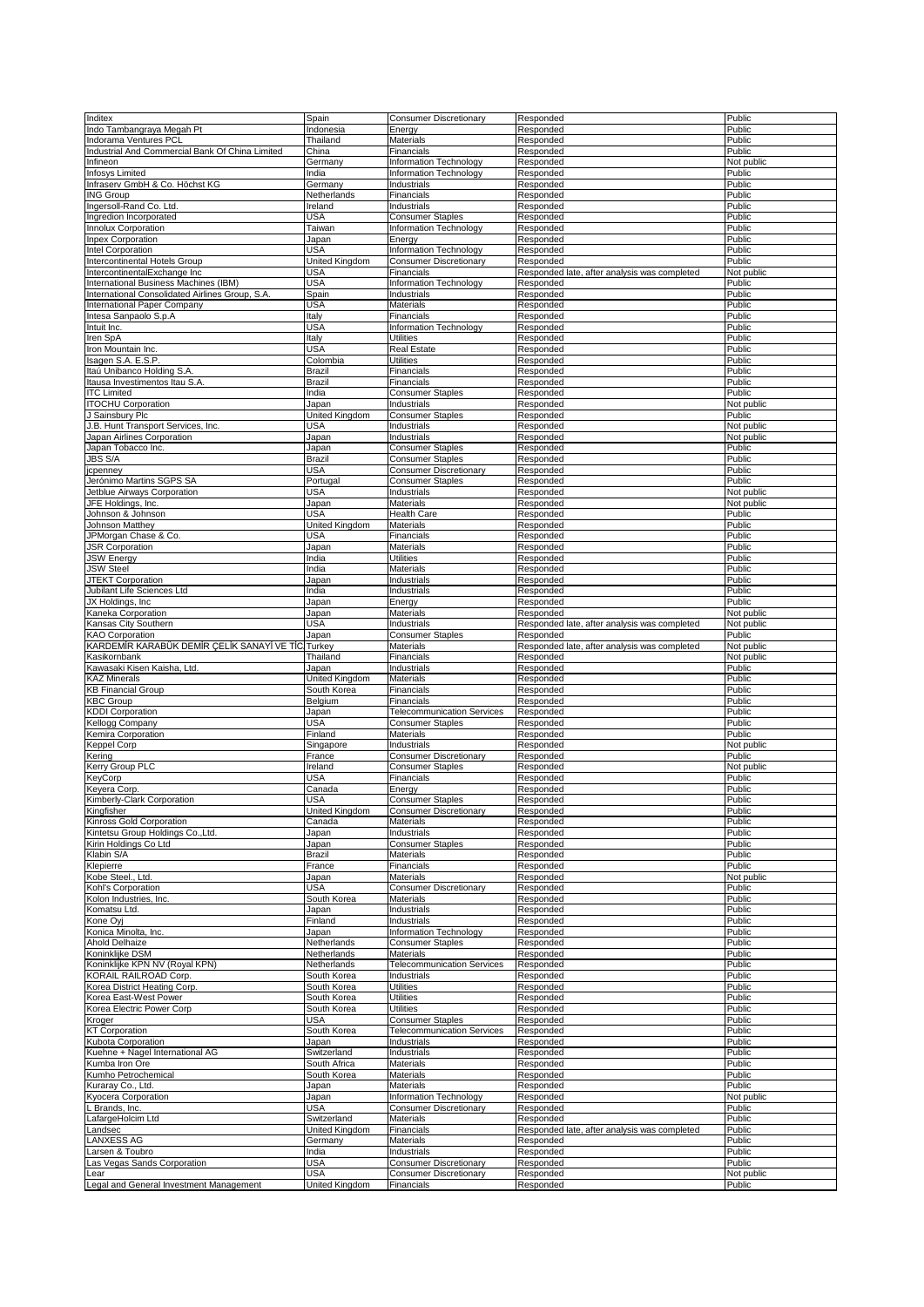| Inditex | Spain | Consumer Discretionary | Responded | Public |
|---|---|---|---|---|
| Indo Tambangraya Megah Pt | Indonesia | Energy | Responded | Public |
| Indorama Ventures PCL | Thailand | Materials | Responded | Public |
| Industrial And Commercial Bank Of China Limited | China | Financials | Responded | Public |
| Infineon | Germany | Information Technology | Responded | Not public |
| Infosys Limited | India | Information Technology | Responded | Public |
| Infraserv GmbH & Co. Höchst KG | Germany | Industrials | Responded | Public |
| ING Group | Netherlands | Financials | Responded | Public |
| Ingersoll-Rand Co. Ltd. | Ireland | Industrials | Responded | Public |
| Ingredion Incorporated | USA | Consumer Staples | Responded | Public |
| Innolux Corporation | Taiwan | Information Technology | Responded | Public |
| Inpex Corporation | Japan | Energy | Responded | Public |
| Intel Corporation | USA | Information Technology | Responded | Public |
| Intercontinental Hotels Group | United Kingdom | Consumer Discretionary | Responded | Public |
| IntercontinentalExchange Inc | USA | Financials | Responded late, after analysis was completed | Not public |
| International Business Machines (IBM) | USA | Information Technology | Responded | Public |
| International Consolidated Airlines Group, S.A. | Spain | Industrials | Responded | Public |
| International Paper Company | USA | Materials | Responded | Public |
| Intesa Sanpaolo S.p.A | Italy | Financials | Responded | Public |
| Intuit Inc. | USA | Information Technology | Responded | Public |
| Iren SpA | Italy | Utilities | Responded | Public |
| Iron Mountain Inc. | USA | Real Estate | Responded | Public |
| Isagen S.A. E.S.P. | Colombia | Utilities | Responded | Public |
| Itaú Unibanco Holding S.A. | Brazil | Financials | Responded | Public |
| Itausa Investimentos Itau S.A. | Brazil | Financials | Responded | Public |
| ITC Limited | India | Consumer Staples | Responded | Public |
| ITOCHU Corporation | Japan | Industrials | Responded | Not public |
| J Sainsbury Plc | United Kingdom | Consumer Staples | Responded | Public |
| J.B. Hunt Transport Services, Inc. | USA | Industrials | Responded | Not public |
| Japan Airlines Corporation | Japan | Industrials | Responded | Not public |
| Japan Tobacco Inc. | Japan | Consumer Staples | Responded | Public |
| JBS S/A | Brazil | Consumer Staples | Responded | Public |
| jcpenney | USA | Consumer Discretionary | Responded | Public |
| Jerónimo Martins SGPS SA | Portugal | Consumer Staples | Responded | Public |
| Jetblue Airways Corporation | USA | Industrials | Responded | Not public |
| JFE Holdings, Inc. | Japan | Materials | Responded | Not public |
| Johnson & Johnson | USA | Health Care | Responded | Public |
| Johnson Matthey | United Kingdom | Materials | Responded | Public |
| JPMorgan Chase & Co. | USA | Financials | Responded | Public |
| JSR Corporation | Japan | Materials | Responded | Public |
| JSW Energy | India | Utilities | Responded | Public |
| JSW Steel | India | Materials | Responded | Public |
| JTEKT Corporation | Japan | Industrials | Responded | Public |
| Jubilant Life Sciences Ltd | India | Industrials | Responded | Public |
| JX Holdings, Inc | Japan | Energy | Responded | Public |
| Kaneka Corporation | Japan | Materials | Responded | Not public |
| Kansas City Southern | USA | Industrials | Responded late, after analysis was completed | Not public |
| KAO Corporation | Japan | Consumer Staples | Responded | Public |
| KARDEMİR KARABÜK DEMİR ÇELİK SANAYİ VE TİC | Turkey | Materials | Responded late, after analysis was completed | Not public |
| Kasikornbank | Thailand | Financials | Responded | Not public |
| Kawasaki Kisen Kaisha, Ltd. | Japan | Industrials | Responded | Public |
| KAZ Minerals | United Kingdom | Materials | Responded | Public |
| KB Financial Group | South Korea | Financials | Responded | Public |
| KBC Group | Belgium | Financials | Responded | Public |
| KDDI Corporation | Japan | Telecommunication Services | Responded | Public |
| Kellogg Company | USA | Consumer Staples | Responded | Public |
| Kemira Corporation | Finland | Materials | Responded | Public |
| Keppel Corp | Singapore | Industrials | Responded | Not public |
| Kering | France | Consumer Discretionary | Responded | Public |
| Kerry Group PLC | Ireland | Consumer Staples | Responded | Not public |
| KeyCorp | USA | Financials | Responded | Public |
| Keyera Corp. | Canada | Energy | Responded | Public |
| Kimberly-Clark Corporation | USA | Consumer Staples | Responded | Public |
| Kingfisher | United Kingdom | Consumer Discretionary | Responded | Public |
| Kinross Gold Corporation | Canada | Materials | Responded | Public |
| Kintetsu Group Holdings Co.,Ltd. | Japan | Industrials | Responded | Public |
| Kirin Holdings Co Ltd | Japan | Consumer Staples | Responded | Public |
| Klabin S/A | Brazil | Materials | Responded | Public |
| Klepierre | France | Financials | Responded | Public |
| Kobe Steel., Ltd. | Japan | Materials | Responded | Not public |
| Kohl's Corporation | USA | Consumer Discretionary | Responded | Public |
| Kolon Industries, Inc. | South Korea | Materials | Responded | Public |
| Komatsu Ltd. | Japan | Industrials | Responded | Public |
| Kone Oyj | Finland | Industrials | Responded | Public |
| Konica Minolta, Inc. | Japan | Information Technology | Responded | Public |
| Ahold Delhaize | Netherlands | Consumer Staples | Responded | Public |
| Koninklijke DSM | Netherlands | Materials | Responded | Public |
| Koninklijke KPN NV (Royal KPN) | Netherlands | Telecommunication Services | Responded | Public |
| KORAIL RAILROAD Corp. | South Korea | Industrials | Responded | Public |
| Korea District Heating Corp. | South Korea | Utilities | Responded | Public |
| Korea East-West Power | South Korea | Utilities | Responded | Public |
| Korea Electric Power Corp | South Korea | Utilities | Responded | Public |
| Kroger | USA | Consumer Staples | Responded | Public |
| KT Corporation | South Korea | Telecommunication Services | Responded | Public |
| Kubota Corporation | Japan | Industrials | Responded | Public |
| Kuehne + Nagel International AG | Switzerland | Industrials | Responded | Public |
| Kumba Iron Ore | South Africa | Materials | Responded | Public |
| Kumho Petrochemical | South Korea | Materials | Responded | Public |
| Kuraray Co., Ltd. | Japan | Materials | Responded | Public |
| Kyocera Corporation | Japan | Information Technology | Responded | Not public |
| L Brands, Inc. | USA | Consumer Discretionary | Responded | Public |
| LafargeHolcim Ltd | Switzerland | Materials | Responded | Public |
| Landsec | United Kingdom | Financials | Responded late, after analysis was completed | Public |
| LANXESS AG | Germany | Materials | Responded | Public |
| Larsen & Toubro | India | Industrials | Responded | Public |
| Las Vegas Sands Corporation | USA | Consumer Discretionary | Responded | Public |
| Lear | USA | Consumer Discretionary | Responded | Not public |
| Legal and General Investment Management | United Kingdom | Financials | Responded | Public |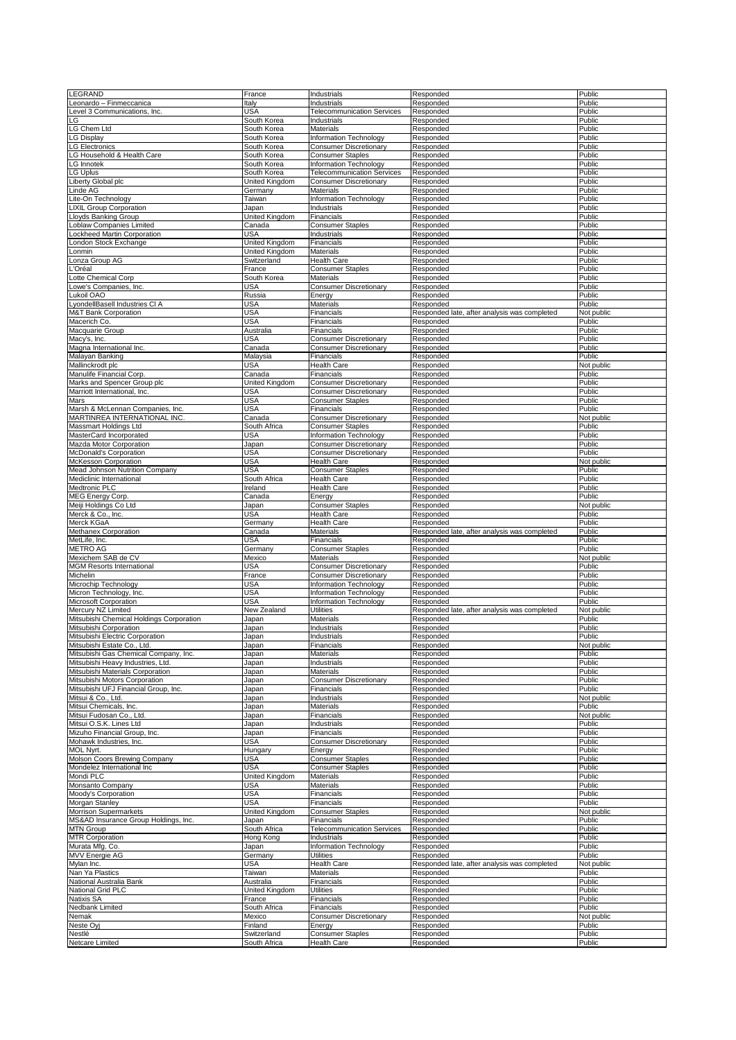| LEGRAND | France | Industrials | Responded | Public |
|---|---|---|---|---|
| Leonardo – Finmeccanica | Italy | Industrials | Responded | Public |
| Level 3 Communications, Inc. | USA | Telecommunication Services | Responded | Public |
| LG | South Korea | Industrials | Responded | Public |
| LG Chem Ltd | South Korea | Materials | Responded | Public |
| LG Display | South Korea | Information Technology | Responded | Public |
| LG Electronics | South Korea | Consumer Discretionary | Responded | Public |
| LG Household & Health Care | South Korea | Consumer Staples | Responded | Public |
| LG Innotek | South Korea | Information Technology | Responded | Public |
| LG Uplus | South Korea | Telecommunication Services | Responded | Public |
| Liberty Global plc | United Kingdom | Consumer Discretionary | Responded | Public |
| Linde AG | Germany | Materials | Responded | Public |
| Lite-On Technology | Taiwan | Information Technology | Responded | Public |
| LIXIL Group Corporation | Japan | Industrials | Responded | Public |
| Lloyds Banking Group | United Kingdom | Financials | Responded | Public |
| Loblaw Companies Limited | Canada | Consumer Staples | Responded | Public |
| Lockheed Martin Corporation | USA | Industrials | Responded | Public |
| London Stock Exchange | United Kingdom | Financials | Responded | Public |
| Lonmin | United Kingdom | Materials | Responded | Public |
| Lonza Group AG | Switzerland | Health Care | Responded | Public |
| L'Oréal | France | Consumer Staples | Responded | Public |
| Lotte Chemical Corp | South Korea | Materials | Responded | Public |
| Lowe's Companies, Inc. | USA | Consumer Discretionary | Responded | Public |
| Lukoil OAO | Russia | Energy | Responded | Public |
| LyondellBasell Industries Cl A | USA | Materials | Responded | Public |
| M&T Bank Corporation | USA | Financials | Responded late, after analysis was completed | Not public |
| Macerich Co. | USA | Financials | Responded | Public |
| Macquarie Group | Australia | Financials | Responded | Public |
| Macy's, Inc. | USA | Consumer Discretionary | Responded | Public |
| Magna International Inc. | Canada | Consumer Discretionary | Responded | Public |
| Malayan Banking | Malaysia | Financials | Responded | Public |
| Mallinckrodt plc | USA | Health Care | Responded | Not public |
| Manulife Financial Corp. | Canada | Financials | Responded | Public |
| Marks and Spencer Group plc | United Kingdom | Consumer Discretionary | Responded | Public |
| Marriott International, Inc. | USA | Consumer Discretionary | Responded | Public |
| Mars | USA | Consumer Staples | Responded | Public |
| Marsh & McLennan Companies, Inc. | USA | Financials | Responded | Public |
| MARTINREA INTERNATIONAL INC. | Canada | Consumer Discretionary | Responded | Not public |
| Massmart Holdings Ltd | South Africa | Consumer Staples | Responded | Public |
| MasterCard Incorporated | USA | Information Technology | Responded | Public |
| Mazda Motor Corporation | Japan | Consumer Discretionary | Responded | Public |
| McDonald's Corporation | USA | Consumer Discretionary | Responded | Public |
| McKesson Corporation | USA | Health Care | Responded | Not public |
| Mead Johnson Nutrition Company | USA | Consumer Staples | Responded | Public |
| Mediclinic International | South Africa | Health Care | Responded | Public |
| Medtronic PLC | Ireland | Health Care | Responded | Public |
| MEG Energy Corp. | Canada | Energy | Responded | Public |
| Meiji Holdings Co Ltd | Japan | Consumer Staples | Responded | Not public |
| Merck & Co., Inc. | USA | Health Care | Responded | Public |
| Merck KGaA | Germany | Health Care | Responded | Public |
| Methanex Corporation | Canada | Materials | Responded late, after analysis was completed | Public |
| MetLife, Inc. | USA | Financials | Responded | Public |
| METRO AG | Germany | Consumer Staples | Responded | Public |
| Mexichem SAB de CV | Mexico | Materials | Responded | Not public |
| MGM Resorts International | USA | Consumer Discretionary | Responded | Public |
| Michelin | France | Consumer Discretionary | Responded | Public |
| Microchip Technology | USA | Information Technology | Responded | Public |
| Micron Technology, Inc. | USA | Information Technology | Responded | Public |
| Microsoft Corporation | USA | Information Technology | Responded | Public |
| Mercury NZ Limited | New Zealand | Utilities | Responded late, after analysis was completed | Not public |
| Mitsubishi Chemical Holdings Corporation | Japan | Materials | Responded | Public |
| Mitsubishi Corporation | Japan | Industrials | Responded | Public |
| Mitsubishi Electric Corporation | Japan | Industrials | Responded | Public |
| Mitsubishi Estate Co., Ltd. | Japan | Financials | Responded | Not public |
| Mitsubishi Gas Chemical Company, Inc. | Japan | Materials | Responded | Public |
| Mitsubishi Heavy Industries, Ltd. | Japan | Industrials | Responded | Public |
| Mitsubishi Materials Corporation | Japan | Materials | Responded | Public |
| Mitsubishi Motors Corporation | Japan | Consumer Discretionary | Responded | Public |
| Mitsubishi UFJ Financial Group, Inc. | Japan | Financials | Responded | Public |
| Mitsui & Co., Ltd. | Japan | Industrials | Responded | Not public |
| Mitsui Chemicals, Inc. | Japan | Materials | Responded | Public |
| Mitsui Fudosan Co., Ltd. | Japan | Financials | Responded | Not public |
| Mitsui O.S.K. Lines Ltd | Japan | Industrials | Responded | Public |
| Mizuho Financial Group, Inc. | Japan | Financials | Responded | Public |
| Mohawk Industries, Inc. | USA | Consumer Discretionary | Responded | Public |
| MOL Nyrt. | Hungary | Energy | Responded | Public |
| Molson Coors Brewing Company | USA | Consumer Staples | Responded | Public |
| Mondelez International Inc | USA | Consumer Staples | Responded | Public |
| Mondi PLC | United Kingdom | Materials | Responded | Public |
| Monsanto Company | USA | Materials | Responded | Public |
| Moody's Corporation | USA | Financials | Responded | Public |
| Morgan Stanley | USA | Financials | Responded | Public |
| Morrison Supermarkets | United Kingdom | Consumer Staples | Responded | Not public |
| MS&AD Insurance Group Holdings, Inc. | Japan | Financials | Responded | Public |
| MTN Group | South Africa | Telecommunication Services | Responded | Public |
| MTR Corporation | Hong Kong | Industrials | Responded | Public |
| Murata Mfg. Co. | Japan | Information Technology | Responded | Public |
| MVV Energie AG | Germany | Utilities | Responded | Public |
| Mylan Inc. | USA | Health Care | Responded late, after analysis was completed | Not public |
| Nan Ya Plastics | Taiwan | Materials | Responded | Public |
| National Australia Bank | Australia | Financials | Responded | Public |
| National Grid PLC | United Kingdom | Utilities | Responded | Public |
| Natixis SA | France | Financials | Responded | Public |
| Nedbank Limited | South Africa | Financials | Responded | Public |
| Nemak | Mexico | Consumer Discretionary | Responded | Not public |
| Neste Oyj | Finland | Energy | Responded | Public |
| Nestlé | Switzerland | Consumer Staples | Responded | Public |
| Netcare Limited | South Africa | Health Care | Responded | Public |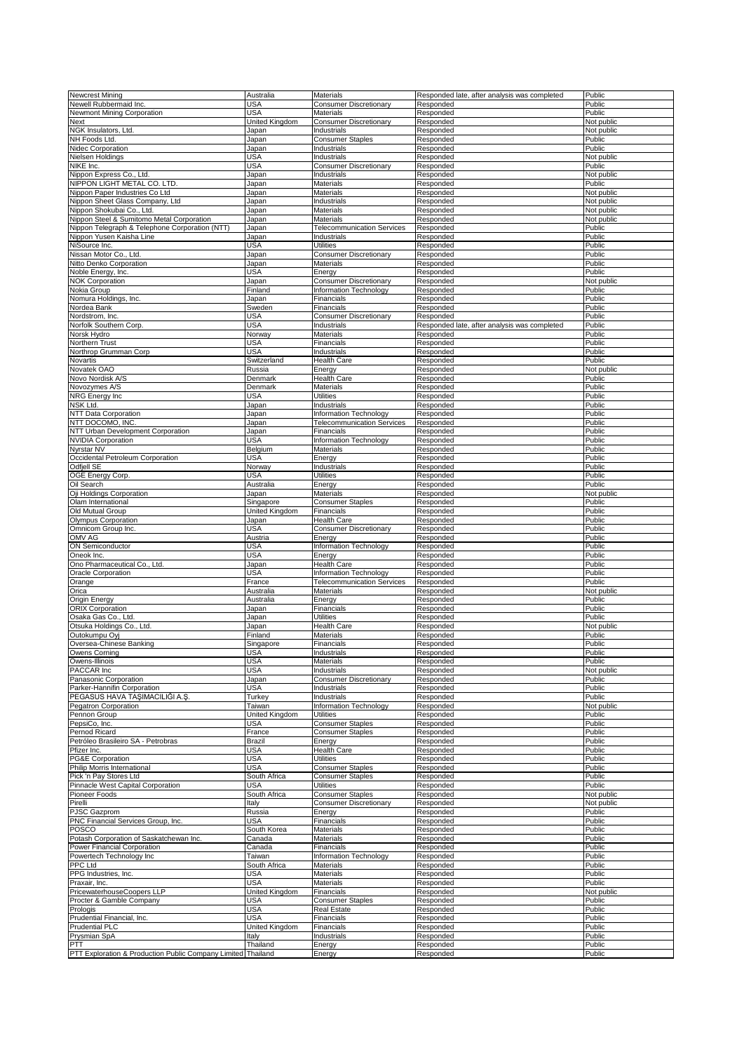| Newcrest Mining | Australia | Materials | Responded late, after analysis was completed | Public |
|---|---|---|---|---|
| Newell Rubbermaid Inc. | USA | Consumer Discretionary | Responded | Public |
| Newmont Mining Corporation | USA | Materials | Responded | Public |
| Next | United Kingdom | Consumer Discretionary | Responded | Not public |
| NGK Insulators, Ltd. | Japan | Industrials | Responded | Not public |
| NH Foods Ltd. | Japan | Consumer Staples | Responded | Public |
| Nidec Corporation | Japan | Industrials | Responded | Public |
| Nielsen Holdings | USA | Industrials | Responded | Not public |
| NIKE Inc. | USA | Consumer Discretionary | Responded | Public |
| Nippon Express Co., Ltd. | Japan | Industrials | Responded | Not public |
| NIPPON LIGHT METAL CO. LTD. | Japan | Materials | Responded | Public |
| Nippon Paper Industries Co Ltd | Japan | Materials | Responded | Not public |
| Nippon Sheet Glass Company, Ltd | Japan | Industrials | Responded | Not public |
| Nippon Shokubai Co., Ltd. | Japan | Materials | Responded | Not public |
| Nippon Steel & Sumitomo Metal Corporation | Japan | Materials | Responded | Not public |
| Nippon Telegraph & Telephone Corporation (NTT) | Japan | Telecommunication Services | Responded | Public |
| Nippon Yusen Kaisha Line | Japan | Industrials | Responded | Public |
| NiSource Inc. | USA | Utilities | Responded | Public |
| Nissan Motor Co., Ltd. | Japan | Consumer Discretionary | Responded | Public |
| Nitto Denko Corporation | Japan | Materials | Responded | Public |
| Noble Energy, Inc. | USA | Energy | Responded | Public |
| NOK Corporation | Japan | Consumer Discretionary | Responded | Not public |
| Nokia Group | Finland | Information Technology | Responded | Public |
| Nomura Holdings, Inc. | Japan | Financials | Responded | Public |
| Nordea Bank | Sweden | Financials | Responded | Public |
| Nordstrom, Inc. | USA | Consumer Discretionary | Responded | Public |
| Norfolk Southern Corp. | USA | Industrials | Responded late, after analysis was completed | Public |
| Norsk Hydro | Norway | Materials | Responded | Public |
| Northern Trust | USA | Financials | Responded | Public |
| Northrop Grumman Corp | USA | Industrials | Responded | Public |
| Novartis | Switzerland | Health Care | Responded | Public |
| Novatek OAO | Russia | Energy | Responded | Not public |
| Novo Nordisk A/S | Denmark | Health Care | Responded | Public |
| Novozymes A/S | Denmark | Materials | Responded | Public |
| NRG Energy Inc | USA | Utilities | Responded | Public |
| NSK Ltd. | Japan | Industrials | Responded | Public |
| NTT Data Corporation | Japan | Information Technology | Responded | Public |
| NTT DOCOMO, INC. | Japan | Telecommunication Services | Responded | Public |
| NTT Urban Development Corporation | Japan | Financials | Responded | Public |
| NVIDIA Corporation | USA | Information Technology | Responded | Public |
| Nyrstar NV | Belgium | Materials | Responded | Public |
| Occidental Petroleum Corporation | USA | Energy | Responded | Public |
| Odfjell SE | Norway | Industrials | Responded | Public |
| OGE Energy Corp. | USA | Utilities | Responded | Public |
| Oil Search | Australia | Energy | Responded | Public |
| Oji Holdings Corporation | Japan | Materials | Responded | Not public |
| Olam International | Singapore | Consumer Staples | Responded | Public |
| Old Mutual Group | United Kingdom | Financials | Responded | Public |
| Olympus Corporation | Japan | Health Care | Responded | Public |
| Omnicom Group Inc. | USA | Consumer Discretionary | Responded | Public |
| OMV AG | Austria | Energy | Responded | Public |
| ON Semiconductor | USA | Information Technology | Responded | Public |
| Oneok Inc. | USA | Energy | Responded | Public |
| Ono Pharmaceutical Co., Ltd. | Japan | Health Care | Responded | Public |
| Oracle Corporation | USA | Information Technology | Responded | Public |
| Orange | France | Telecommunication Services | Responded | Public |
| Orica | Australia | Materials | Responded | Not public |
| Origin Energy | Australia | Energy | Responded | Public |
| ORIX Corporation | Japan | Financials | Responded | Public |
| Osaka Gas Co., Ltd. | Japan | Utilities | Responded | Public |
| Otsuka Holdings Co., Ltd. | Japan | Health Care | Responded | Not public |
| Outokumpu Oyj | Finland | Materials | Responded | Public |
| Oversea-Chinese Banking | Singapore | Financials | Responded | Public |
| Owens Corning | USA | Industrials | Responded | Public |
| Owens-Illinois | USA | Materials | Responded | Public |
| PACCAR Inc | USA | Industrials | Responded | Not public |
| Panasonic Corporation | Japan | Consumer Discretionary | Responded | Public |
| Parker-Hannifin Corporation | USA | Industrials | Responded | Public |
| PEGASUS HAVA TAŞIMACILIĞI A.Ş. | Turkey | Industrials | Responded | Public |
| Pegatron Corporation | Taiwan | Information Technology | Responded | Not public |
| Pennon Group | United Kingdom | Utilities | Responded | Public |
| PepsiCo, Inc. | USA | Consumer Staples | Responded | Public |
| Pernod Ricard | France | Consumer Staples | Responded | Public |
| Petróleo Brasileiro SA - Petrobras | Brazil | Energy | Responded | Public |
| Pfizer Inc. | USA | Health Care | Responded | Public |
| PG&E Corporation | USA | Utilities | Responded | Public |
| Philip Morris International | USA | Consumer Staples | Responded | Public |
| Pick 'n Pay Stores Ltd | South Africa | Consumer Staples | Responded | Public |
| Pinnacle West Capital Corporation | USA | Utilities | Responded | Public |
| Pioneer Foods | South Africa | Consumer Staples | Responded | Not public |
| Pirelli | Italy | Consumer Discretionary | Responded | Not public |
| PJSC Gazprom | Russia | Energy | Responded | Public |
| PNC Financial Services Group, Inc. | USA | Financials | Responded | Public |
| POSCO | South Korea | Materials | Responded | Public |
| Potash Corporation of Saskatchewan Inc. | Canada | Materials | Responded | Public |
| Power Financial Corporation | Canada | Financials | Responded | Public |
| Powertech Technology Inc | Taiwan | Information Technology | Responded | Public |
| PPC Ltd | South Africa | Materials | Responded | Public |
| PPG Industries, Inc. | USA | Materials | Responded | Public |
| Praxair, Inc. | USA | Materials | Responded | Public |
| PricewaterhouseCoopers LLP | United Kingdom | Financials | Responded | Not public |
| Procter & Gamble Company | USA | Consumer Staples | Responded | Public |
| Prologis | USA | Real Estate | Responded | Public |
| Prudential Financial, Inc. | USA | Financials | Responded | Public |
| Prudential PLC | United Kingdom | Financials | Responded | Public |
| Prysmian SpA | Italy | Industrials | Responded | Public |
| PTT | Thailand | Energy | Responded | Public |
| PTT Exploration & Production Public Company Limited | Thailand | Energy | Responded | Public |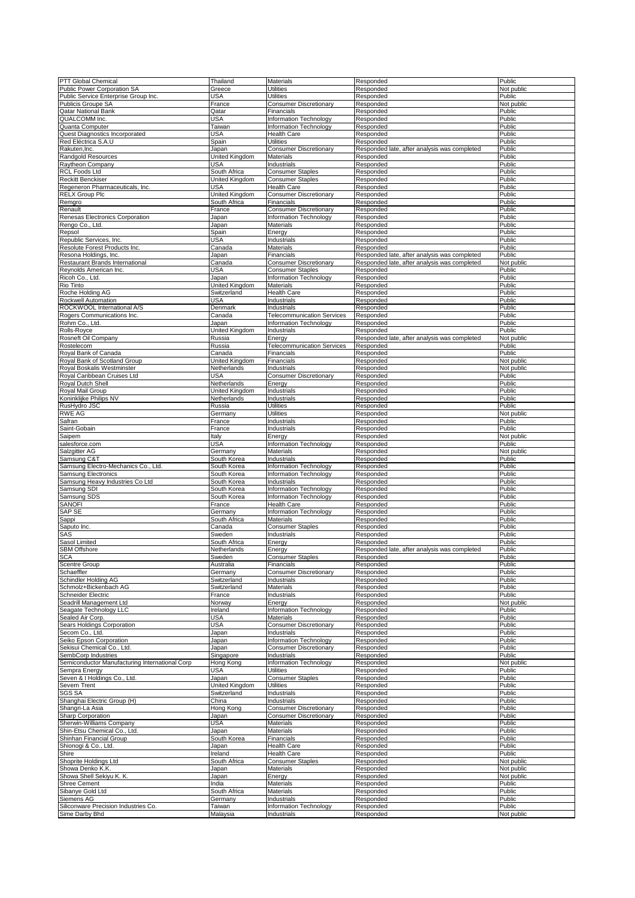| | | | | |
|---|---|---|---|---|
| PTT Global Chemical | Thailand | Materials | Responded | Public |
| Public Power Corporation SA | Greece | Utilities | Responded | Not public |
| Public Service Enterprise Group Inc. | USA | Utilities | Responded | Public |
| Publicis Groupe SA | France | Consumer Discretionary | Responded | Not public |
| Qatar National Bank | Qatar | Financials | Responded | Public |
| QUALCOMM Inc. | USA | Information Technology | Responded | Public |
| Quanta Computer | Taiwan | Information Technology | Responded | Public |
| Quest Diagnostics Incorporated | USA | Health Care | Responded | Public |
| Red Eléctrica S.A.U | Spain | Utilities | Responded | Public |
| Rakuten,Inc. | Japan | Consumer Discretionary | Responded late, after analysis was completed | Public |
| Randgold Resources | United Kingdom | Materials | Responded | Public |
| Raytheon Company | USA | Industrials | Responded | Public |
| RCL Foods Ltd | South Africa | Consumer Staples | Responded | Public |
| Reckitt Benckiser | United Kingdom | Consumer Staples | Responded | Public |
| Regeneron Pharmaceuticals, Inc. | USA | Health Care | Responded | Public |
| RELX Group Plc | United Kingdom | Consumer Discretionary | Responded | Public |
| Remgro | South Africa | Financials | Responded | Public |
| Renault | France | Consumer Discretionary | Responded | Public |
| Renesas Electronics Corporation | Japan | Information Technology | Responded | Public |
| Rengo Co., Ltd. | Japan | Materials | Responded | Public |
| Repsol | Spain | Energy | Responded | Public |
| Republic Services, Inc. | USA | Industrials | Responded | Public |
| Resolute Forest Products Inc. | Canada | Materials | Responded | Public |
| Resona Holdings, Inc. | Japan | Financials | Responded late, after analysis was completed | Public |
| Restaurant Brands International | Canada | Consumer Discretionary | Responded late, after analysis was completed | Not public |
| Reynolds American Inc. | USA | Consumer Staples | Responded | Public |
| Ricoh Co., Ltd. | Japan | Information Technology | Responded | Public |
| Rio Tinto | United Kingdom | Materials | Responded | Public |
| Roche Holding AG | Switzerland | Health Care | Responded | Public |
| Rockwell Automation | USA | Industrials | Responded | Public |
| ROCKWOOL International A/S | Denmark | Industrials | Responded | Public |
| Rogers Communications Inc. | Canada | Telecommunication Services | Responded | Public |
| Rohm Co., Ltd. | Japan | Information Technology | Responded | Public |
| Rolls-Royce | United Kingdom | Industrials | Responded | Public |
| Rosneft Oil Company | Russia | Energy | Responded late, after analysis was completed | Not public |
| Rostelecom | Russia | Telecommunication Services | Responded | Public |
| Royal Bank of Canada | Canada | Financials | Responded | Public |
| Royal Bank of Scotland Group | United Kingdom | Financials | Responded | Not public |
| Royal Boskalis Westminster | Netherlands | Industrials | Responded | Not public |
| Royal Caribbean Cruises Ltd | USA | Consumer Discretionary | Responded | Public |
| Royal Dutch Shell | Netherlands | Energy | Responded | Public |
| Royal Mail Group | United Kingdom | Industrials | Responded | Public |
| Koninklijke Philips NV | Netherlands | Industrials | Responded | Public |
| RusHydro JSC | Russia | Utilities | Responded | Public |
| RWE AG | Germany | Utilities | Responded | Not public |
| Safran | France | Industrials | Responded | Public |
| Saint-Gobain | France | Industrials | Responded | Public |
| Saipem | Italy | Energy | Responded | Not public |
| salesforce.com | USA | Information Technology | Responded | Public |
| Salzgitter AG | Germany | Materials | Responded | Not public |
| Samsung C&T | South Korea | Industrials | Responded | Public |
| Samsung Electro-Mechanics Co., Ltd. | South Korea | Information Technology | Responded | Public |
| Samsung Electronics | South Korea | Information Technology | Responded | Public |
| Samsung Heavy Industries Co Ltd | South Korea | Industrials | Responded | Public |
| Samsung SDI | South Korea | Information Technology | Responded | Public |
| Samsung SDS | South Korea | Information Technology | Responded | Public |
| SANOFI | France | Health Care | Responded | Public |
| SAP SE | Germany | Information Technology | Responded | Public |
| Sappi | South Africa | Materials | Responded | Public |
| Saputo Inc. | Canada | Consumer Staples | Responded | Public |
| SAS | Sweden | Industrials | Responded | Public |
| Sasol Limited | South Africa | Energy | Responded | Public |
| SBM Offshore | Netherlands | Energy | Responded late, after analysis was completed | Public |
| SCA | Sweden | Consumer Staples | Responded | Public |
| Scentre Group | Australia | Financials | Responded | Public |
| Schaeffler | Germany | Consumer Discretionary | Responded | Public |
| Schindler Holding AG | Switzerland | Industrials | Responded | Public |
| Schmolz+Bickenbach AG | Switzerland | Materials | Responded | Public |
| Schneider Electric | France | Industrials | Responded | Public |
| Seadrill Management Ltd | Norway | Energy | Responded | Not public |
| Seagate Technology LLC | Ireland | Information Technology | Responded | Public |
| Sealed Air Corp. | USA | Materials | Responded | Public |
| Sears Holdings Corporation | USA | Consumer Discretionary | Responded | Public |
| Secom Co., Ltd. | Japan | Industrials | Responded | Public |
| Seiko Epson Corporation | Japan | Information Technology | Responded | Public |
| Sekisui Chemical Co., Ltd. | Japan | Consumer Discretionary | Responded | Public |
| SembCorp Industries | Singapore | Industrials | Responded | Public |
| Semiconductor Manufacturing International Corp | Hong Kong | Information Technology | Responded | Not public |
| Sempra Energy | USA | Utilities | Responded | Public |
| Seven & I Holdings Co., Ltd. | Japan | Consumer Staples | Responded | Public |
| Severn Trent | United Kingdom | Utilities | Responded | Public |
| SGS SA | Switzerland | Industrials | Responded | Public |
| Shanghai Electric Group (H) | China | Industrials | Responded | Public |
| Shangri-La Asia | Hong Kong | Consumer Discretionary | Responded | Public |
| Sharp Corporation | Japan | Consumer Discretionary | Responded | Public |
| Sherwin-Williams Company | USA | Materials | Responded | Public |
| Shin-Etsu Chemical Co., Ltd. | Japan | Materials | Responded | Public |
| Shinhan Financial Group | South Korea | Financials | Responded | Public |
| Shionogi & Co., Ltd. | Japan | Health Care | Responded | Public |
| Shire | Ireland | Health Care | Responded | Public |
| Shoprite Holdings Ltd | South Africa | Consumer Staples | Responded | Not public |
| Showa Denko K.K. | Japan | Materials | Responded | Not public |
| Showa Shell Sekiyu K. K. | Japan | Energy | Responded | Not public |
| Shree Cement | India | Materials | Responded | Public |
| Sibanye Gold Ltd | South Africa | Materials | Responded | Public |
| Siemens AG | Germany | Industrials | Responded | Public |
| Siliconware Precision Industries Co. | Taiwan | Information Technology | Responded | Public |
| Sime Darby Bhd | Malaysia | Industrials | Responded | Not public |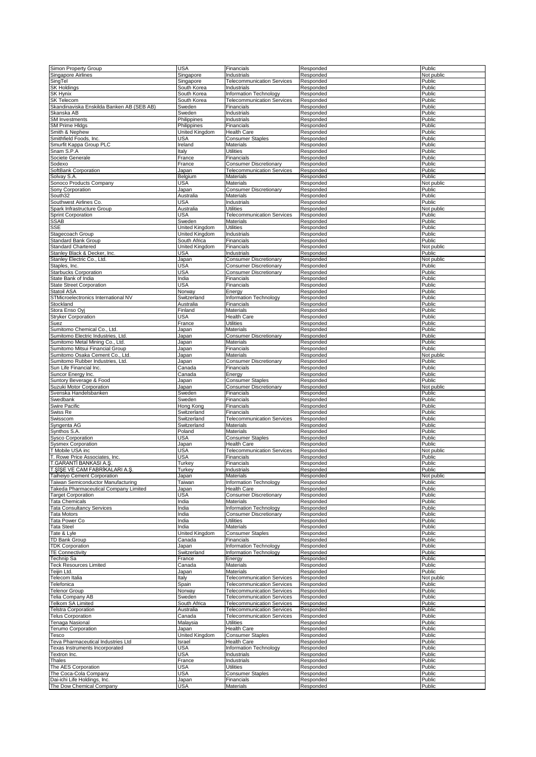| Simon Property Group | USA | Financials | Responded | Public |
|---|---|---|---|---|
| Singapore Airlines | Singapore | Industrials | Responded | Not public |
| SingTel | Singapore | Telecommunication Services | Responded | Public |
| SK Holdings | South Korea | Industrials | Responded | Public |
| SK Hynix | South Korea | Information Technology | Responded | Public |
| SK Telecom | South Korea | Telecommunication Services | Responded | Public |
| Skandinaviska Enskilda Banken AB (SEB AB) | Sweden | Financials | Responded | Public |
| Skanska AB | Sweden | Industrials | Responded | Public |
| SM Investments | Philippines | Industrials | Responded | Public |
| SM Prime Hldgs | Philippines | Financials | Responded | Public |
| Smith & Nephew | United Kingdom | Health Care | Responded | Public |
| Smithfield Foods, Inc. | USA | Consumer Staples | Responded | Public |
| Smurfit Kappa Group PLC | Ireland | Materials | Responded | Public |
| Snam S.P.A | Italy | Utilities | Responded | Public |
| Societe Generale | France | Financials | Responded | Public |
| Sodexo | France | Consumer Discretionary | Responded | Public |
| SoftBank Corporation | Japan | Telecommunication Services | Responded | Public |
| Solvay S.A. | Belgium | Materials | Responded | Public |
| Sonoco Products Company | USA | Materials | Responded | Not public |
| Sony Corporation | Japan | Consumer Discretionary | Responded | Public |
| South32 | Australia | Materials | Responded | Public |
| Southwest Airlines Co. | USA | Industrials | Responded | Public |
| Spark Infrastructure Group | Australia | Utilities | Responded | Not public |
| Sprint Corporation | USA | Telecommunication Services | Responded | Public |
| SSAB | Sweden | Materials | Responded | Public |
| SSE | United Kingdom | Utilities | Responded | Public |
| Stagecoach Group | United Kingdom | Industrials | Responded | Public |
| Standard Bank Group | South Africa | Financials | Responded | Public |
| Standard Chartered | United Kingdom | Financials | Responded | Not public |
| Stanley Black & Decker, Inc. | USA | Industrials | Responded | Public |
| Stanley Electric Co., Ltd. | Japan | Consumer Discretionary | Responded | Not public |
| Staples, Inc. | USA | Consumer Discretionary | Responded | Public |
| Starbucks Corporation | USA | Consumer Discretionary | Responded | Public |
| State Bank of India | India | Financials | Responded | Public |
| State Street Corporation | USA | Financials | Responded | Public |
| Statoil ASA | Norway | Energy | Responded | Public |
| STMicroelectronics International NV | Switzerland | Information Technology | Responded | Public |
| Stockland | Australia | Financials | Responded | Public |
| Stora Enso Oyj | Finland | Materials | Responded | Public |
| Stryker Corporation | USA | Health Care | Responded | Public |
| Suez | France | Utilities | Responded | Public |
| Sumitomo Chemical Co., Ltd. | Japan | Materials | Responded | Public |
| Sumitomo Electric Industries, Ltd. | Japan | Consumer Discretionary | Responded | Public |
| Sumitomo Metal Mining Co., Ltd. | Japan | Materials | Responded | Public |
| Sumitomo Mitsui Financial Group | Japan | Financials | Responded | Public |
| Sumitomo Osaka Cement Co., Ltd. | Japan | Materials | Responded | Not public |
| Sumitomo Rubber Industries, Ltd. | Japan | Consumer Discretionary | Responded | Public |
| Sun Life Financial Inc. | Canada | Financials | Responded | Public |
| Suncor Energy Inc. | Canada | Energy | Responded | Public |
| Suntory Beverage & Food | Japan | Consumer Staples | Responded | Public |
| Suzuki Motor Corporation | Japan | Consumer Discretionary | Responded | Not public |
| Svenska Handelsbanken | Sweden | Financials | Responded | Public |
| Swedbank | Sweden | Financials | Responded | Public |
| Swire Pacific | Hong Kong | Financials | Responded | Public |
| Swiss Re | Switzerland | Financials | Responded | Public |
| Swisscom | Switzerland | Telecommunication Services | Responded | Public |
| Syngenta AG | Switzerland | Materials | Responded | Public |
| Synthos S.A. | Poland | Materials | Responded | Public |
| Sysco Corporation | USA | Consumer Staples | Responded | Public |
| Sysmex Corporation | Japan | Health Care | Responded | Public |
| T Mobile USA inc | USA | Telecommunication Services | Responded | Not public |
| T. Rowe Price Associates, Inc. | USA | Financials | Responded | Public |
| T.GARANTİ BANKASI A.Ş. | Turkey | Financials | Responded | Public |
| T.ŞİŞE VE CAM FABRİKALARI A.Ş. | Turkey | Industrials | Responded | Public |
| Taiheiyo Cement Corporation | Japan | Materials | Responded | Not public |
| Taiwan Semiconductor Manufacturing | Taiwan | Information Technology | Responded | Public |
| Takeda Pharmaceutical Company Limited | Japan | Health Care | Responded | Public |
| Target Corporation | USA | Consumer Discretionary | Responded | Public |
| Tata Chemicals | India | Materials | Responded | Public |
| Tata Consultancy Services | India | Information Technology | Responded | Public |
| Tata Motors | India | Consumer Discretionary | Responded | Public |
| Tata Power Co | India | Utilities | Responded | Public |
| Tata Steel | India | Materials | Responded | Public |
| Tate & Lyle | United Kingdom | Consumer Staples | Responded | Public |
| TD Bank Group | Canada | Financials | Responded | Public |
| TDK Corporation | Japan | Information Technology | Responded | Public |
| TE Connectivity | Switzerland | Information Technology | Responded | Public |
| Technip Sa | France | Energy | Responded | Public |
| Teck Resources Limited | Canada | Materials | Responded | Public |
| Teijin Ltd. | Japan | Materials | Responded | Public |
| Telecom Italia | Italy | Telecommunication Services | Responded | Not public |
| Telefonica | Spain | Telecommunication Services | Responded | Public |
| Telenor Group | Norway | Telecommunication Services | Responded | Public |
| Telia Company AB | Sweden | Telecommunication Services | Responded | Public |
| Telkom SA Limited | South Africa | Telecommunication Services | Responded | Public |
| Telstra Corporation | Australia | Telecommunication Services | Responded | Public |
| Telus Corporation | Canada | Telecommunication Services | Responded | Public |
| Tenaga Nasional | Malaysia | Utilities | Responded | Public |
| Terumo Corporation | Japan | Health Care | Responded | Public |
| Tesco | United Kingdom | Consumer Staples | Responded | Public |
| Teva Pharmaceutical Industries Ltd | Israel | Health Care | Responded | Public |
| Texas Instruments Incorporated | USA | Information Technology | Responded | Public |
| Textron Inc. | USA | Industrials | Responded | Public |
| Thales | France | Industrials | Responded | Public |
| The AES Corporation | USA | Utilities | Responded | Public |
| The Coca-Cola Company | USA | Consumer Staples | Responded | Public |
| Dai-ichi Life Holdings, Inc. | Japan | Financials | Responded | Public |
| The Dow Chemical Company | USA | Materials | Responded | Public |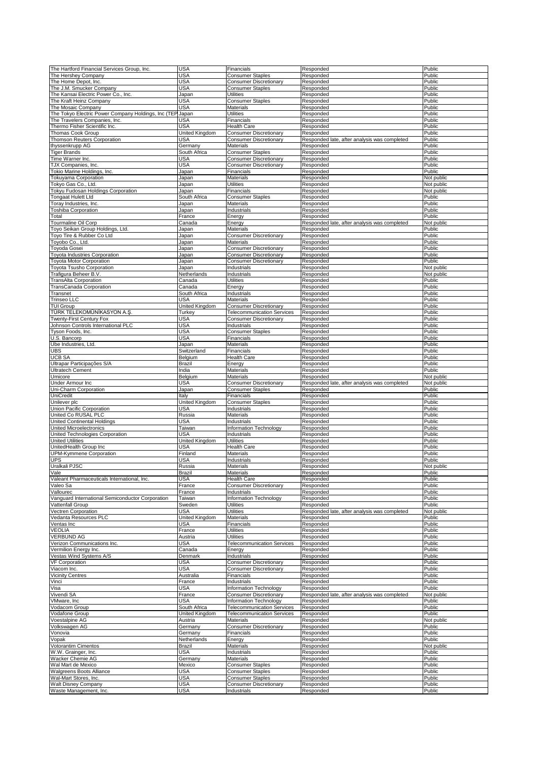| | | | | |
|---|---|---|---|---|
| The Hartford Financial Services Group, Inc. | USA | Financials | Responded | Public |
| The Hershey Company | USA | Consumer Staples | Responded | Public |
| The Home Depot, Inc. | USA | Consumer Discretionary | Responded | Public |
| The J.M. Smucker Company | USA | Consumer Staples | Responded | Public |
| The Kansai Electric Power Co., Inc. | Japan | Utilities | Responded | Public |
| The Kraft Heinz Company | USA | Consumer Staples | Responded | Public |
| The Mosaic Company | USA | Materials | Responded | Public |
| The Tokyo Electric Power Company Holdings, Inc (TEP | Japan | Utilities | Responded | Public |
| The Travelers Companies, Inc. | USA | Financials | Responded | Public |
| Thermo Fisher Scientific Inc. | USA | Health Care | Responded | Public |
| Thomas Cook Group | United Kingdom | Consumer Discretionary | Responded | Public |
| Thomson Reuters Corporation | USA | Consumer Discretionary | Responded late, after analysis was completed | Public |
| thyssenkrupp AG | Germany | Materials | Responded | Public |
| Tiger Brands | South Africa | Consumer Staples | Responded | Public |
| Time Warner Inc. | USA | Consumer Discretionary | Responded | Public |
| TJX Companies, Inc. | USA | Consumer Discretionary | Responded | Public |
| Tokio Marine Holdings, Inc. | Japan | Financials | Responded | Public |
| Tokuyama Corporation | Japan | Materials | Responded | Not public |
| Tokyo Gas Co., Ltd. | Japan | Utilities | Responded | Not public |
| Tokyu Fudosan Holdings Corporation | Japan | Financials | Responded | Not public |
| Tongaat Hulett Ltd | South Africa | Consumer Staples | Responded | Public |
| Toray Industries, Inc. | Japan | Materials | Responded | Public |
| Toshiba Corporation | Japan | Industrials | Responded | Public |
| Total | France | Energy | Responded | Public |
| Tourmaline Oil Corp | Canada | Energy | Responded late, after analysis was completed | Not public |
| Toyo Seikan Group Holdings, Ltd. | Japan | Materials | Responded | Public |
| Toyo Tire & Rubber Co Ltd | Japan | Consumer Discretionary | Responded | Public |
| Toyobo Co., Ltd. | Japan | Materials | Responded | Public |
| Toyoda Gosei | Japan | Consumer Discretionary | Responded | Public |
| Toyota Industries Corporation | Japan | Consumer Discretionary | Responded | Public |
| Toyota Motor Corporation | Japan | Consumer Discretionary | Responded | Public |
| Toyota Tsusho Corporation | Japan | Industrials | Responded | Not public |
| Trafigura Beheer B.V. | Netherlands | Industrials | Responded | Not public |
| TransAlta Corporation | Canada | Utilities | Responded | Public |
| TransCanada Corporation | Canada | Energy | Responded | Public |
| Transnet | South Africa | Industrials | Responded | Public |
| Trinseo LLC | USA | Materials | Responded | Public |
| TUI Group | United Kingdom | Consumer Discretionary | Responded | Public |
| TÜRK TELEKOMÜNİKASYON A.Ş. | Turkey | Telecommunication Services | Responded | Public |
| Twenty-First Century Fox | USA | Consumer Discretionary | Responded | Public |
| Johnson Controls International PLC | USA | Industrials | Responded | Public |
| Tyson Foods, Inc. | USA | Consumer Staples | Responded | Public |
| U.S. Bancorp | USA | Financials | Responded | Public |
| Ube Industries, Ltd. | Japan | Materials | Responded | Public |
| UBS | Switzerland | Financials | Responded | Public |
| UCB SA | Belgium | Health Care | Responded | Public |
| Ultrapar Participações S/A | Brazil | Energy | Responded | Public |
| Ultratech Cement | India | Materials | Responded | Public |
| Umicore | Belgium | Materials | Responded | Not public |
| Under Armour Inc | USA | Consumer Discretionary | Responded late, after analysis was completed | Not public |
| Uni-Charm Corporation | Japan | Consumer Staples | Responded | Public |
| UniCredit | Italy | Financials | Responded | Public |
| Unilever plc | United Kingdom | Consumer Staples | Responded | Public |
| Union Pacific Corporation | USA | Industrials | Responded | Public |
| United Co RUSAL PLC | Russia | Materials | Responded | Public |
| United Continental Holdings | USA | Industrials | Responded | Public |
| United Microelectronics | Taiwan | Information Technology | Responded | Public |
| United Technologies Corporation | USA | Industrials | Responded | Public |
| United Utilities | United Kingdom | Utilities | Responded | Public |
| UnitedHealth Group Inc | USA | Health Care | Responded | Public |
| UPM-Kymmene Corporation | Finland | Materials | Responded | Public |
| UPS | USA | Industrials | Responded | Public |
| Uralkali PJSC | Russia | Materials | Responded | Not public |
| Vale | Brazil | Materials | Responded | Public |
| Valeant Pharmaceuticals International, Inc. | USA | Health Care | Responded | Public |
| Valeo Sa | France | Consumer Discretionary | Responded | Public |
| Vallourec | France | Industrials | Responded | Public |
| Vanguard International Semiconductor Corporation | Taiwan | Information Technology | Responded | Public |
| Vattenfall Group | Sweden | Utilities | Responded | Public |
| Vectren Corporation | USA | Utilities | Responded late, after analysis was completed | Not public |
| Vedanta Resources PLC | United Kingdom | Materials | Responded | Public |
| Ventas Inc | USA | Financials | Responded | Public |
| VEOLIA | France | Utilities | Responded | Public |
| VERBUND AG | Austria | Utilities | Responded | Public |
| Verizon Communications Inc. | USA | Telecommunication Services | Responded | Public |
| Vermilion Energy Inc. | Canada | Energy | Responded | Public |
| Vestas Wind Systems A/S | Denmark | Industrials | Responded | Public |
| VF Corporation | USA | Consumer Discretionary | Responded | Public |
| Viacom Inc. | USA | Consumer Discretionary | Responded | Public |
| Vicinity Centres | Australia | Financials | Responded | Public |
| Vinci | France | Industrials | Responded | Public |
| Visa | USA | Information Technology | Responded | Public |
| Vivendi SA | France | Consumer Discretionary | Responded late, after analysis was completed | Not public |
| VMware, Inc | USA | Information Technology | Responded | Public |
| Vodacom Group | South Africa | Telecommunication Services | Responded | Public |
| Vodafone Group | United Kingdom | Telecommunication Services | Responded | Public |
| Voestalpine AG | Austria | Materials | Responded | Not public |
| Volkswagen AG | Germany | Consumer Discretionary | Responded | Public |
| Vonovia | Germany | Financials | Responded | Public |
| Vopak | Netherlands | Energy | Responded | Public |
| Votorantim Cimentos | Brazil | Materials | Responded | Not public |
| W.W. Grainger, Inc. | USA | Industrials | Responded | Public |
| Wacker Chemie AG | Germany | Materials | Responded | Public |
| Wal Mart de Mexico | Mexico | Consumer Staples | Responded | Public |
| Walgreens Boots Alliance | USA | Consumer Staples | Responded | Public |
| Wal-Mart Stores, Inc. | USA | Consumer Staples | Responded | Public |
| Walt Disney Company | USA | Consumer Discretionary | Responded | Public |
| Waste Management, Inc. | USA | Industrials | Responded | Public |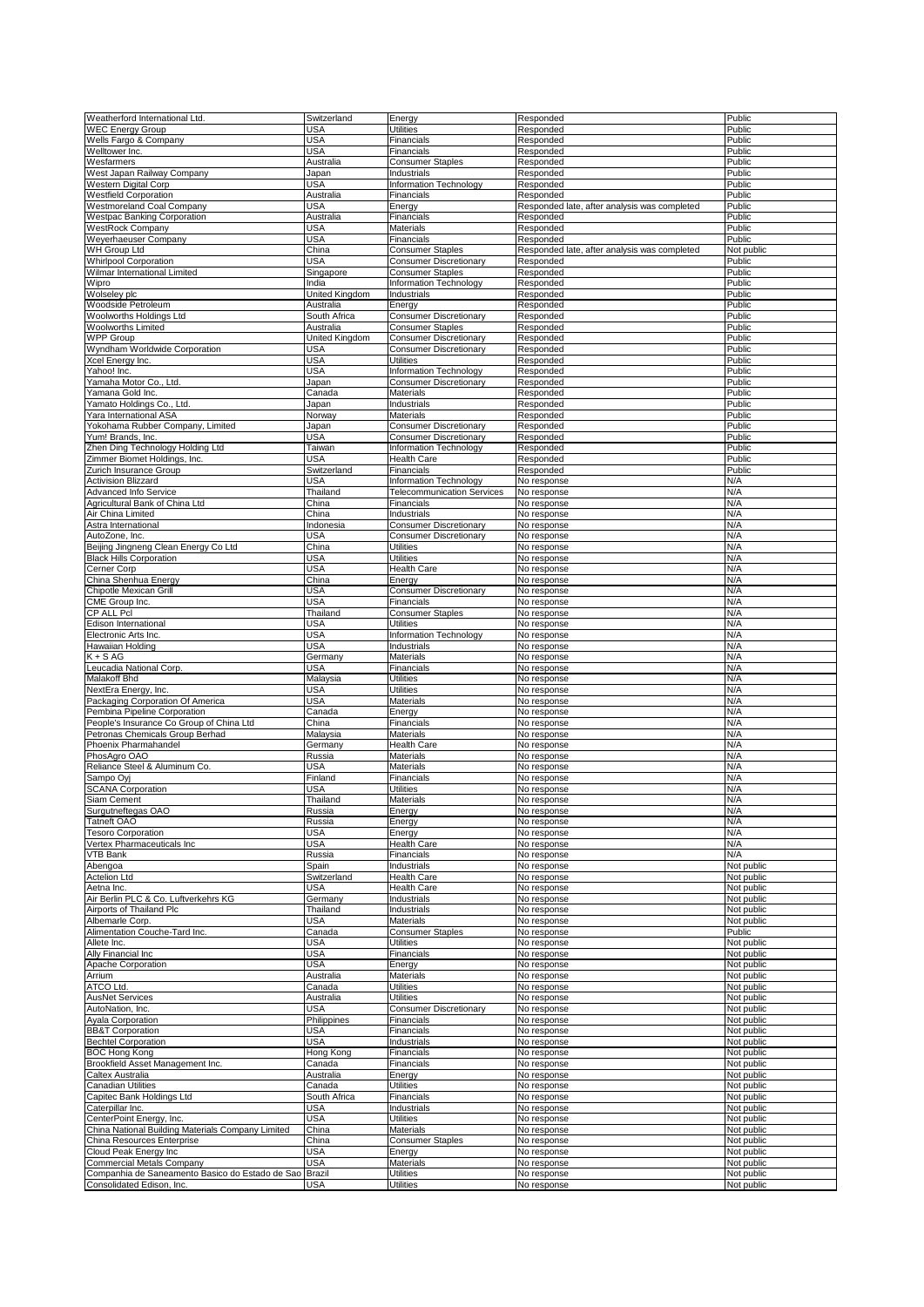| | | | | |
|---|---|---|---|---|
| Weatherford International Ltd. | Switzerland | Energy | Responded | Public |
| WEC Energy Group | USA | Utilities | Responded | Public |
| Wells Fargo & Company | USA | Financials | Responded | Public |
| Welltower Inc. | USA | Financials | Responded | Public |
| Wesfarmers | Australia | Consumer Staples | Responded | Public |
| West Japan Railway Company | Japan | Industrials | Responded | Public |
| Western Digital Corp | USA | Information Technology | Responded | Public |
| Westfield Corporation | Australia | Financials | Responded | Public |
| Westmoreland Coal Company | USA | Energy | Responded late, after analysis was completed | Public |
| Westpac Banking Corporation | Australia | Financials | Responded | Public |
| WestRock Company | USA | Materials | Responded | Public |
| Weyerhaeuser Company | USA | Financials | Responded | Public |
| WH Group Ltd | China | Consumer Staples | Responded late, after analysis was completed | Not public |
| Whirlpool Corporation | USA | Consumer Discretionary | Responded | Public |
| Wilmar International Limited | Singapore | Consumer Staples | Responded | Public |
| Wipro | India | Information Technology | Responded | Public |
| Wolseley plc | United Kingdom | Industrials | Responded | Public |
| Woodside Petroleum | Australia | Energy | Responded | Public |
| Woolworths Holdings Ltd | South Africa | Consumer Discretionary | Responded | Public |
| Woolworths Limited | Australia | Consumer Staples | Responded | Public |
| WPP Group | United Kingdom | Consumer Discretionary | Responded | Public |
| Wyndham Worldwide Corporation | USA | Consumer Discretionary | Responded | Public |
| Xcel Energy Inc. | USA | Utilities | Responded | Public |
| Yahoo! Inc. | USA | Information Technology | Responded | Public |
| Yamaha Motor Co., Ltd. | Japan | Consumer Discretionary | Responded | Public |
| Yamana Gold Inc. | Canada | Materials | Responded | Public |
| Yamato Holdings Co., Ltd. | Japan | Industrials | Responded | Public |
| Yara International ASA | Norway | Materials | Responded | Public |
| Yokohama Rubber Company, Limited | Japan | Consumer Discretionary | Responded | Public |
| Yum! Brands, Inc. | USA | Consumer Discretionary | Responded | Public |
| Zhen Ding Technology Holding Ltd | Taiwan | Information Technology | Responded | Public |
| Zimmer Biomet Holdings, Inc. | USA | Health Care | Responded | Public |
| Zurich Insurance Group | Switzerland | Financials | Responded | Public |
| Activision Blizzard | USA | Information Technology | No response | N/A |
| Advanced Info Service | Thailand | Telecommunication Services | No response | N/A |
| Agricultural Bank of China Ltd | China | Financials | No response | N/A |
| Air China Limited | China | Industrials | No response | N/A |
| Astra International | Indonesia | Consumer Discretionary | No response | N/A |
| AutoZone, Inc. | USA | Consumer Discretionary | No response | N/A |
| Beijing Jingneng Clean Energy Co Ltd | China | Utilities | No response | N/A |
| Black Hills Corporation | USA | Utilities | No response | N/A |
| Cerner Corp | USA | Health Care | No response | N/A |
| China Shenhua Energy | China | Energy | No response | N/A |
| Chipotle Mexican Grill | USA | Consumer Discretionary | No response | N/A |
| CME Group Inc. | USA | Financials | No response | N/A |
| CP ALL Pcl | Thailand | Consumer Staples | No response | N/A |
| Edison International | USA | Utilities | No response | N/A |
| Electronic Arts Inc. | USA | Information Technology | No response | N/A |
| Hawaiian Holding | USA | Industrials | No response | N/A |
| K + S AG | Germany | Materials | No response | N/A |
| Leucadia National Corp. | USA | Financials | No response | N/A |
| Malakoff Bhd | Malaysia | Utilities | No response | N/A |
| NextEra Energy, Inc. | USA | Utilities | No response | N/A |
| Packaging Corporation Of America | USA | Materials | No response | N/A |
| Pembina Pipeline Corporation | Canada | Energy | No response | N/A |
| People's Insurance Co Group of China Ltd | China | Financials | No response | N/A |
| Petronas Chemicals Group Berhad | Malaysia | Materials | No response | N/A |
| Phoenix Pharmahandel | Germany | Health Care | No response | N/A |
| PhosAgro OAO | Russia | Materials | No response | N/A |
| Reliance Steel & Aluminum Co. | USA | Materials | No response | N/A |
| Sampo Oyj | Finland | Financials | No response | N/A |
| SCANA Corporation | USA | Utilities | No response | N/A |
| Siam Cement | Thailand | Materials | No response | N/A |
| Surgutneftegas OAO | Russia | Energy | No response | N/A |
| Tatneft OAO | Russia | Energy | No response | N/A |
| Tesoro Corporation | USA | Energy | No response | N/A |
| Vertex Pharmaceuticals Inc | USA | Health Care | No response | N/A |
| VTB Bank | Russia | Financials | No response | N/A |
| Abengoa | Spain | Industrials | No response | Not public |
| Actelion Ltd | Switzerland | Health Care | No response | Not public |
| Aetna Inc. | USA | Health Care | No response | Not public |
| Air Berlin PLC & Co. Luftverkehrs KG | Germany | Industrials | No response | Not public |
| Airports of Thailand Plc | Thailand | Industrials | No response | Not public |
| Albemarle Corp. | USA | Materials | No response | Not public |
| Alimentation Couche-Tard Inc. | Canada | Consumer Staples | No response | Public |
| Allete Inc. | USA | Utilities | No response | Not public |
| Ally Financial Inc | USA | Financials | No response | Not public |
| Apache Corporation | USA | Energy | No response | Not public |
| Arrium | Australia | Materials | No response | Not public |
| ATCO Ltd. | Canada | Utilities | No response | Not public |
| AusNet Services | Australia | Utilities | No response | Not public |
| AutoNation, Inc. | USA | Consumer Discretionary | No response | Not public |
| Ayala Corporation | Philippines | Financials | No response | Not public |
| BB&T Corporation | USA | Financials | No response | Not public |
| Bechtel Corporation | USA | Industrials | No response | Not public |
| BOC Hong Kong | Hong Kong | Financials | No response | Not public |
| Brookfield Asset Management Inc. | Canada | Financials | No response | Not public |
| Caltex Australia | Australia | Energy | No response | Not public |
| Canadian Utilities | Canada | Utilities | No response | Not public |
| Capitec Bank Holdings Ltd | South Africa | Financials | No response | Not public |
| Caterpillar Inc. | USA | Industrials | No response | Not public |
| CenterPoint Energy, Inc. | USA | Utilities | No response | Not public |
| China National Building Materials Company Limited | China | Materials | No response | Not public |
| China Resources Enterprise | China | Consumer Staples | No response | Not public |
| Cloud Peak Energy Inc | USA | Energy | No response | Not public |
| Commercial Metals Company | USA | Materials | No response | Not public |
| Companhia de Saneamento Basico do Estado de Sao | Brazil | Utilities | No response | Not public |
| Consolidated Edison, Inc. | USA | Utilities | No response | Not public |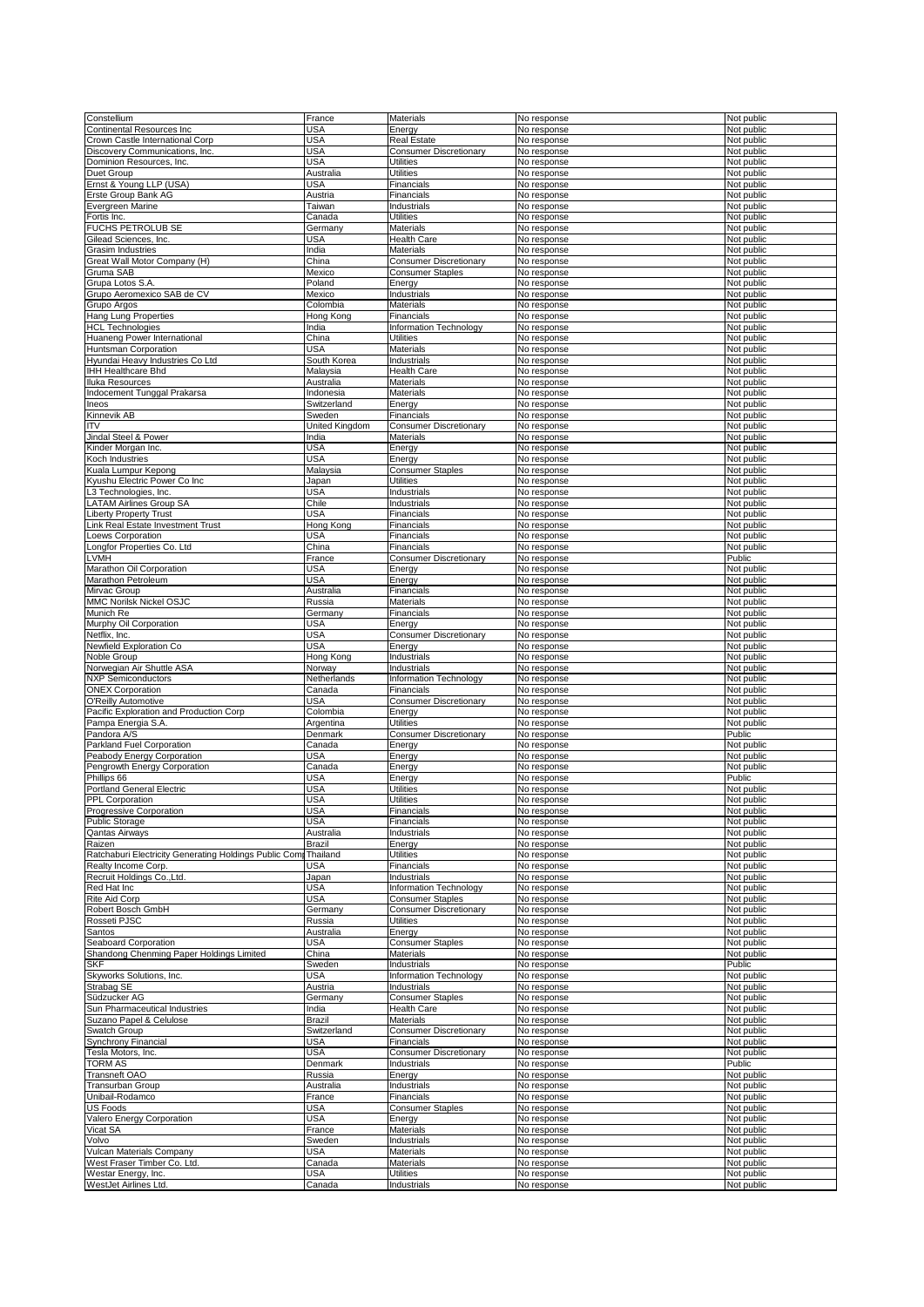| Constellium | France | Materials | No response | Not public |
|---|---|---|---|---|
| Continental Resources Inc | USA | Energy | No response | Not public |
| Crown Castle International Corp | USA | Real Estate | No response | Not public |
| Discovery Communications, Inc. | USA | Consumer Discretionary | No response | Not public |
| Dominion Resources, Inc. | USA | Utilities | No response | Not public |
| Duet Group | Australia | Utilities | No response | Not public |
| Ernst & Young LLP (USA) | USA | Financials | No response | Not public |
| Erste Group Bank AG | Austria | Financials | No response | Not public |
| Evergreen Marine | Taiwan | Industrials | No response | Not public |
| Fortis Inc. | Canada | Utilities | No response | Not public |
| FUCHS PETROLUB SE | Germany | Materials | No response | Not public |
| Gilead Sciences, Inc. | USA | Health Care | No response | Not public |
| Grasim Industries | India | Materials | No response | Not public |
| Great Wall Motor Company (H) | China | Consumer Discretionary | No response | Not public |
| Gruma SAB | Mexico | Consumer Staples | No response | Not public |
| Grupa Lotos S.A. | Poland | Energy | No response | Not public |
| Grupo Aeromexico SAB de CV | Mexico | Industrials | No response | Not public |
| Grupo Argos | Colombia | Materials | No response | Not public |
| Hang Lung Properties | Hong Kong | Financials | No response | Not public |
| HCL Technologies | India | Information Technology | No response | Not public |
| Huaneng Power International | China | Utilities | No response | Not public |
| Huntsman Corporation | USA | Materials | No response | Not public |
| Hyundai Heavy Industries Co Ltd | South Korea | Industrials | No response | Not public |
| IHH Healthcare Bhd | Malaysia | Health Care | No response | Not public |
| Iluka Resources | Australia | Materials | No response | Not public |
| Indocement Tunggal Prakarsa | Indonesia | Materials | No response | Not public |
| Ineos | Switzerland | Energy | No response | Not public |
| Kinnevik AB | Sweden | Financials | No response | Not public |
| ITV | United Kingdom | Consumer Discretionary | No response | Not public |
| Jindal Steel & Power | India | Materials | No response | Not public |
| Kinder Morgan Inc. | USA | Energy | No response | Not public |
| Koch Industries | USA | Energy | No response | Not public |
| Kuala Lumpur Kepong | Malaysia | Consumer Staples | No response | Not public |
| Kyushu Electric Power Co Inc | Japan | Utilities | No response | Not public |
| L3 Technologies, Inc. | USA | Industrials | No response | Not public |
| LATAM Airlines Group SA | Chile | Industrials | No response | Not public |
| Liberty Property Trust | USA | Financials | No response | Not public |
| Link Real Estate Investment Trust | Hong Kong | Financials | No response | Not public |
| Loews Corporation | USA | Financials | No response | Not public |
| Longfor Properties Co. Ltd | China | Financials | No response | Not public |
| LVMH | France | Consumer Discretionary | No response | Public |
| Marathon Oil Corporation | USA | Energy | No response | Not public |
| Marathon Petroleum | USA | Energy | No response | Not public |
| Mirvac Group | Australia | Financials | No response | Not public |
| MMC Norilsk Nickel OSJC | Russia | Materials | No response | Not public |
| Munich Re | Germany | Financials | No response | Not public |
| Murphy Oil Corporation | USA | Energy | No response | Not public |
| Netflix, Inc. | USA | Consumer Discretionary | No response | Not public |
| Newfield Exploration Co | USA | Energy | No response | Not public |
| Noble Group | Hong Kong | Industrials | No response | Not public |
| Norwegian Air Shuttle ASA | Norway | Industrials | No response | Not public |
| NXP Semiconductors | Netherlands | Information Technology | No response | Not public |
| ONEX Corporation | Canada | Financials | No response | Not public |
| O'Reilly Automotive | USA | Consumer Discretionary | No response | Not public |
| Pacific Exploration and Production Corp | Colombia | Energy | No response | Not public |
| Pampa Energia S.A. | Argentina | Utilities | No response | Not public |
| Pandora A/S | Denmark | Consumer Discretionary | No response | Public |
| Parkland Fuel Corporation | Canada | Energy | No response | Not public |
| Peabody Energy Corporation | USA | Energy | No response | Not public |
| Pengrowth Energy Corporation | Canada | Energy | No response | Not public |
| Phillips 66 | USA | Energy | No response | Public |
| Portland General Electric | USA | Utilities | No response | Not public |
| PPL Corporation | USA | Utilities | No response | Not public |
| Progressive Corporation | USA | Financials | No response | Not public |
| Public Storage | USA | Financials | No response | Not public |
| Qantas Airways | Australia | Industrials | No response | Not public |
| Raizen | Brazil | Energy | No response | Not public |
| Ratchaburi Electricity Generating Holdings Public Com | Thailand | Utilities | No response | Not public |
| Realty Income Corp. | USA | Financials | No response | Not public |
| Recruit Holdings Co.,Ltd. | Japan | Industrials | No response | Not public |
| Red Hat Inc | USA | Information Technology | No response | Not public |
| Rite Aid Corp | USA | Consumer Staples | No response | Not public |
| Robert Bosch GmbH | Germany | Consumer Discretionary | No response | Not public |
| Rosseti PJSC | Russia | Utilities | No response | Not public |
| Santos | Australia | Energy | No response | Not public |
| Seaboard Corporation | USA | Consumer Staples | No response | Not public |
| Shandong Chenming Paper Holdings Limited | China | Materials | No response | Not public |
| SKF | Sweden | Industrials | No response | Public |
| Skyworks Solutions, Inc. | USA | Information Technology | No response | Not public |
| Strabag SE | Austria | Industrials | No response | Not public |
| Südzucker AG | Germany | Consumer Staples | No response | Not public |
| Sun Pharmaceutical Industries | India | Health Care | No response | Not public |
| Suzano Papel & Celulose | Brazil | Materials | No response | Not public |
| Swatch Group | Switzerland | Consumer Discretionary | No response | Not public |
| Synchrony Financial | USA | Financials | No response | Not public |
| Tesla Motors, Inc. | USA | Consumer Discretionary | No response | Not public |
| TORM AS | Denmark | Industrials | No response | Public |
| Transneft OAO | Russia | Energy | No response | Not public |
| Transurban Group | Australia | Industrials | No response | Not public |
| Unibail-Rodamco | France | Financials | No response | Not public |
| US Foods | USA | Consumer Staples | No response | Not public |
| Valero Energy Corporation | USA | Energy | No response | Not public |
| Vicat SA | France | Materials | No response | Not public |
| Volvo | Sweden | Industrials | No response | Not public |
| Vulcan Materials Company | USA | Materials | No response | Not public |
| West Fraser Timber Co. Ltd. | Canada | Materials | No response | Not public |
| Westar Energy, Inc. | USA | Utilities | No response | Not public |
| WestJet Airlines Ltd. | Canada | Industrials | No response | Not public |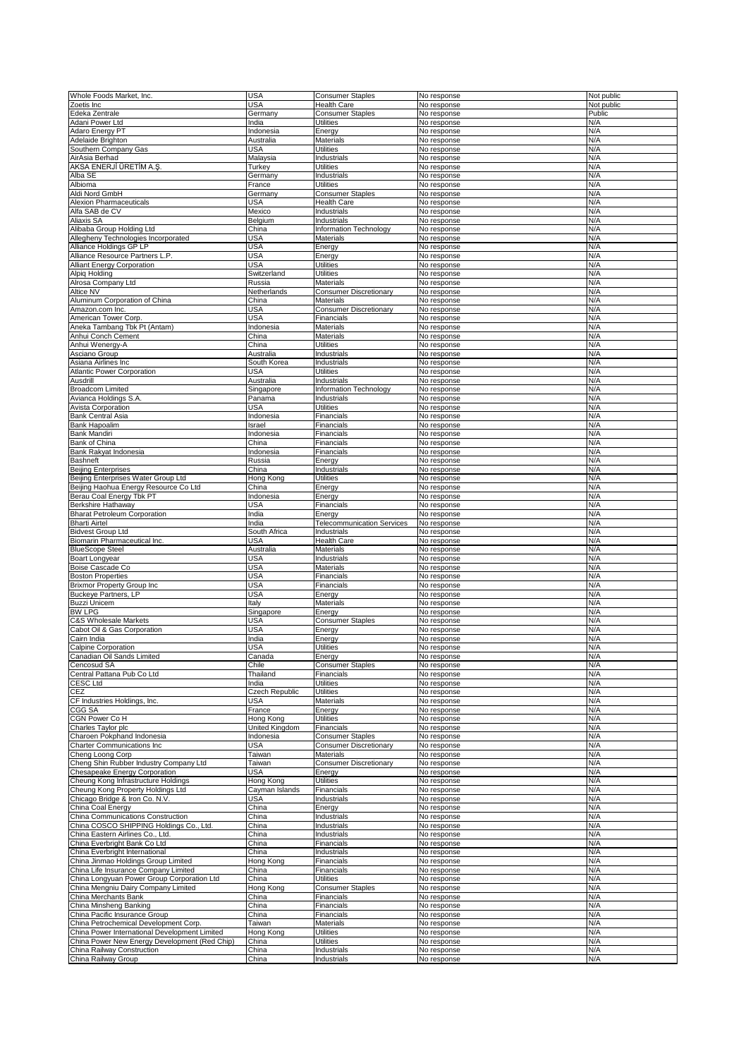| | | | | |
|---|---|---|---|---|
| Whole Foods Market, Inc. | USA | Consumer Staples | No response | Not public |
| Zoetis Inc | USA | Health Care | No response | Not public |
| Edeka Zentrale | Germany | Consumer Staples | No response | Public |
| Adani Power Ltd | India | Utilities | No response | N/A |
| Adaro Energy PT | Indonesia | Energy | No response | N/A |
| Adelaide Brighton | Australia | Materials | No response | N/A |
| Southern Company Gas | USA | Utilities | No response | N/A |
| AirAsia Berhad | Malaysia | Industrials | No response | N/A |
| AKSA ENERJİ ÜRETİM A.Ş. | Turkey | Utilities | No response | N/A |
| Alba SE | Germany | Industrials | No response | N/A |
| Albioma | France | Utilities | No response | N/A |
| Aldi Nord GmbH | Germany | Consumer Staples | No response | N/A |
| Alexion Pharmaceuticals | USA | Health Care | No response | N/A |
| Alfa SAB de CV | Mexico | Industrials | No response | N/A |
| Aliaxis SA | Belgium | Industrials | No response | N/A |
| Alibaba Group Holding Ltd | China | Information Technology | No response | N/A |
| Allegheny Technologies Incorporated | USA | Materials | No response | N/A |
| Alliance Holdings GP LP | USA | Energy | No response | N/A |
| Alliance Resource Partners L.P. | USA | Energy | No response | N/A |
| Alliant Energy Corporation | USA | Utilities | No response | N/A |
| Alpiq Holding | Switzerland | Utilities | No response | N/A |
| Alrosa Company Ltd | Russia | Materials | No response | N/A |
| Altice NV | Netherlands | Consumer Discretionary | No response | N/A |
| Aluminum Corporation of China | China | Materials | No response | N/A |
| Amazon.com Inc. | USA | Consumer Discretionary | No response | N/A |
| American Tower Corp. | USA | Financials | No response | N/A |
| Aneka Tambang Tbk Pt (Antam) | Indonesia | Materials | No response | N/A |
| Anhui Conch Cement | China | Materials | No response | N/A |
| Anhui Wenergy-A | China | Utilities | No response | N/A |
| Asciano Group | Australia | Industrials | No response | N/A |
| Asiana Airlines Inc | South Korea | Industrials | No response | N/A |
| Atlantic Power Corporation | USA | Utilities | No response | N/A |
| Ausdrill | Australia | Industrials | No response | N/A |
| Broadcom Limited | Singapore | Information Technology | No response | N/A |
| Avianca Holdings S.A. | Panama | Industrials | No response | N/A |
| Avista Corporation | USA | Utilities | No response | N/A |
| Bank Central Asia | Indonesia | Financials | No response | N/A |
| Bank Hapoalim | Israel | Financials | No response | N/A |
| Bank Mandiri | Indonesia | Financials | No response | N/A |
| Bank of China | China | Financials | No response | N/A |
| Bank Rakyat Indonesia | Indonesia | Financials | No response | N/A |
| Bashneft | Russia | Energy | No response | N/A |
| Beijing Enterprises | China | Industrials | No response | N/A |
| Beijing Enterprises Water Group Ltd | Hong Kong | Utilities | No response | N/A |
| Beijing Haohua Energy Resource Co Ltd | China | Energy | No response | N/A |
| Berau Coal Energy Tbk PT | Indonesia | Energy | No response | N/A |
| Berkshire Hathaway | USA | Financials | No response | N/A |
| Bharat Petroleum Corporation | India | Energy | No response | N/A |
| Bharti Airtel | India | Telecommunication Services | No response | N/A |
| Bidvest Group Ltd | South Africa | Industrials | No response | N/A |
| Biomarin Pharmaceutical Inc. | USA | Health Care | No response | N/A |
| BlueScope Steel | Australia | Materials | No response | N/A |
| Boart Longyear | USA | Industrials | No response | N/A |
| Boise Cascade Co | USA | Materials | No response | N/A |
| Boston Properties | USA | Financials | No response | N/A |
| Brixmor Property Group Inc | USA | Financials | No response | N/A |
| Buckeye Partners, LP | USA | Energy | No response | N/A |
| Buzzi Unicem | Italy | Materials | No response | N/A |
| BW LPG | Singapore | Energy | No response | N/A |
| C&S Wholesale Markets | USA | Consumer Staples | No response | N/A |
| Cabot Oil & Gas Corporation | USA | Energy | No response | N/A |
| Cairn India | India | Energy | No response | N/A |
| Calpine Corporation | USA | Utilities | No response | N/A |
| Canadian Oil Sands Limited | Canada | Energy | No response | N/A |
| Cencosud SA | Chile | Consumer Staples | No response | N/A |
| Central Pattana Pub Co Ltd | Thailand | Financials | No response | N/A |
| CESC Ltd | India | Utilities | No response | N/A |
| CEZ | Czech Republic | Utilities | No response | N/A |
| CF Industries Holdings, Inc. | USA | Materials | No response | N/A |
| CGG SA | France | Energy | No response | N/A |
| CGN Power Co H | Hong Kong | Utilities | No response | N/A |
| Charles Taylor plc | United Kingdom | Financials | No response | N/A |
| Charoen Pokphand Indonesia | Indonesia | Consumer Staples | No response | N/A |
| Charter Communications Inc | USA | Consumer Discretionary | No response | N/A |
| Cheng Loong Corp | Taiwan | Materials | No response | N/A |
| Cheng Shin Rubber Industry Company Ltd | Taiwan | Consumer Discretionary | No response | N/A |
| Chesapeake Energy Corporation | USA | Energy | No response | N/A |
| Cheung Kong Infrastructure Holdings | Hong Kong | Utilities | No response | N/A |
| Cheung Kong Property Holdings Ltd | Cayman Islands | Financials | No response | N/A |
| Chicago Bridge & Iron Co. N.V. | USA | Industrials | No response | N/A |
| China Coal Energy | China | Energy | No response | N/A |
| China Communications Construction | China | Industrials | No response | N/A |
| China COSCO SHIPPING Holdings Co., Ltd. | China | Industrials | No response | N/A |
| China Eastern Airlines Co., Ltd. | China | Industrials | No response | N/A |
| China Everbright Bank Co Ltd | China | Financials | No response | N/A |
| China Everbright International | China | Industrials | No response | N/A |
| China Jinmao Holdings Group Limited | Hong Kong | Financials | No response | N/A |
| China Life Insurance Company Limited | China | Financials | No response | N/A |
| China Longyuan Power Group Corporation Ltd | China | Utilities | No response | N/A |
| China Mengniu Dairy Company Limited | Hong Kong | Consumer Staples | No response | N/A |
| China Merchants Bank | China | Financials | No response | N/A |
| China Minsheng Banking | China | Financials | No response | N/A |
| China Pacific Insurance Group | China | Financials | No response | N/A |
| China Petrochemical Development Corp. | Taiwan | Materials | No response | N/A |
| China Power International Development Limited | Hong Kong | Utilities | No response | N/A |
| China Power New Energy Development (Red Chip) | China | Utilities | No response | N/A |
| China Railway Construction | China | Industrials | No response | N/A |
| China Railway Group | China | Industrials | No response | N/A |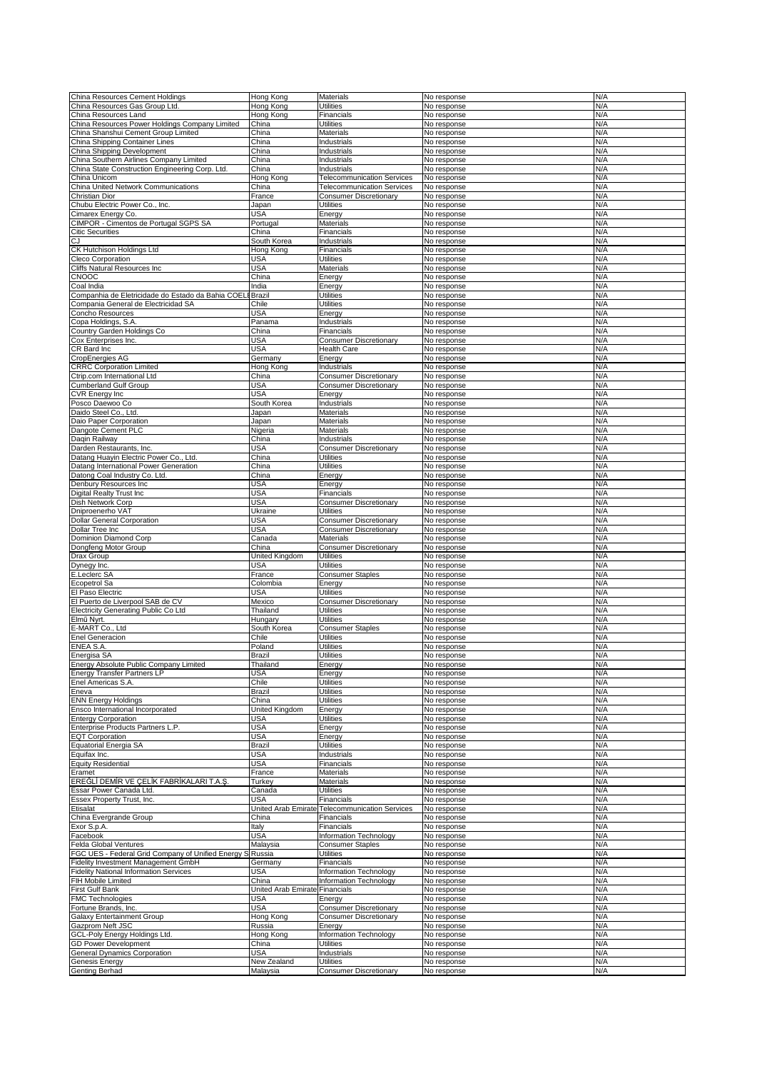| | | | | |
|---|---|---|---|---|
| China Resources Cement Holdings | Hong Kong | Materials | No response | N/A |
| China Resources Gas Group Ltd. | Hong Kong | Utilities | No response | N/A |
| China Resources Land | Hong Kong | Financials | No response | N/A |
| China Resources Power Holdings Company Limited | China | Utilities | No response | N/A |
| China Shanshui Cement Group Limited | China | Materials | No response | N/A |
| China Shipping Container Lines | China | Industrials | No response | N/A |
| China Shipping Development | China | Industrials | No response | N/A |
| China Southern Airlines Company Limited | China | Industrials | No response | N/A |
| China State Construction Engineering Corp. Ltd. | China | Industrials | No response | N/A |
| China Unicom | Hong Kong | Telecommunication Services | No response | N/A |
| China United Network Communications | China | Telecommunication Services | No response | N/A |
| Christian Dior | France | Consumer Discretionary | No response | N/A |
| Chubu Electric Power Co., Inc. | Japan | Utilities | No response | N/A |
| Cimarex Energy Co. | USA | Energy | No response | N/A |
| CIMPOR - Cimentos de Portugal SGPS SA | Portugal | Materials | No response | N/A |
| Citic Securities | China | Financials | No response | N/A |
| CJ | South Korea | Industrials | No response | N/A |
| CK Hutchison Holdings Ltd | Hong Kong | Financials | No response | N/A |
| Cleco Corporation | USA | Utilities | No response | N/A |
| Cliffs Natural Resources Inc | USA | Materials | No response | N/A |
| CNOOC | China | Energy | No response | N/A |
| Coal India | India | Energy | No response | N/A |
| Companhia de Eletricidade do Estado da Bahia COELI | Brazil | Utilities | No response | N/A |
| Compania General de Electricidad SA | Chile | Utilities | No response | N/A |
| Concho Resources | USA | Energy | No response | N/A |
| Copa Holdings, S.A. | Panama | Industrials | No response | N/A |
| Country Garden Holdings Co | China | Financials | No response | N/A |
| Cox Enterprises Inc. | USA | Consumer Discretionary | No response | N/A |
| CR Bard Inc | USA | Health Care | No response | N/A |
| CropEnergies AG | Germany | Energy | No response | N/A |
| CRRC Corporation Limited | Hong Kong | Industrials | No response | N/A |
| Ctrip.com International Ltd | China | Consumer Discretionary | No response | N/A |
| Cumberland Gulf Group | USA | Consumer Discretionary | No response | N/A |
| CVR Energy Inc | USA | Energy | No response | N/A |
| Posco Daewoo Co | South Korea | Industrials | No response | N/A |
| Daido Steel Co., Ltd. | Japan | Materials | No response | N/A |
| Daio Paper Corporation | Japan | Materials | No response | N/A |
| Dangote Cement PLC | Nigeria | Materials | No response | N/A |
| Daqin Railway | China | Industrials | No response | N/A |
| Darden Restaurants, Inc. | USA | Consumer Discretionary | No response | N/A |
| Datang Huayin Electric Power Co., Ltd. | China | Utilities | No response | N/A |
| Datang International Power Generation | China | Utilities | No response | N/A |
| Datong Coal Industry Co. Ltd. | China | Energy | No response | N/A |
| Denbury Resources Inc | USA | Energy | No response | N/A |
| Digital Realty Trust Inc | USA | Financials | No response | N/A |
| Dish Network Corp | USA | Consumer Discretionary | No response | N/A |
| Dniproenerho VAT | Ukraine | Utilities | No response | N/A |
| Dollar General Corporation | USA | Consumer Discretionary | No response | N/A |
| Dollar Tree Inc | USA | Consumer Discretionary | No response | N/A |
| Dominion Diamond Corp | Canada | Materials | No response | N/A |
| Dongfeng Motor Group | China | Consumer Discretionary | No response | N/A |
| Drax Group | United Kingdom | Utilities | No response | N/A |
| Dynegy Inc. | USA | Utilities | No response | N/A |
| E.Leclerc SA | France | Consumer Staples | No response | N/A |
| Ecopetrol Sa | Colombia | Energy | No response | N/A |
| El Paso Electric | USA | Utilities | No response | N/A |
| El Puerto de Liverpool SAB de CV | Mexico | Consumer Discretionary | No response | N/A |
| Electricity Generating Public Co Ltd | Thailand | Utilities | No response | N/A |
| Elmű Nyrt. | Hungary | Utilities | No response | N/A |
| E-MART Co., Ltd | South Korea | Consumer Staples | No response | N/A |
| Enel Generacion | Chile | Utilities | No response | N/A |
| ENEA S.A. | Poland | Utilities | No response | N/A |
| Energisa SA | Brazil | Utilities | No response | N/A |
| Energy Absolute Public Company Limited | Thailand | Energy | No response | N/A |
| Energy Transfer Partners LP | USA | Energy | No response | N/A |
| Enel Americas S.A. | Chile | Utilities | No response | N/A |
| Eneva | Brazil | Utilities | No response | N/A |
| ENN Energy Holdings | China | Utilities | No response | N/A |
| Ensco International Incorporated | United Kingdom | Energy | No response | N/A |
| Entergy Corporation | USA | Utilities | No response | N/A |
| Enterprise Products Partners L.P. | USA | Energy | No response | N/A |
| EQT Corporation | USA | Energy | No response | N/A |
| Equatorial Energia SA | Brazil | Utilities | No response | N/A |
| Equifax Inc. | USA | Industrials | No response | N/A |
| Equity Residential | USA | Financials | No response | N/A |
| Eramet | France | Materials | No response | N/A |
| EREĞLİ DEMİR VE ÇELİK FABRİKALARI T.A.Ş. | Turkey | Materials | No response | N/A |
| Essar Power Canada Ltd. | Canada | Utilities | No response | N/A |
| Essex Property Trust, Inc. | USA | Financials | No response | N/A |
| Etisalat | United Arab Emirate | Telecommunication Services | No response | N/A |
| China Evergrande Group | China | Financials | No response | N/A |
| Exor S.p.A. | Italy | Financials | No response | N/A |
| Facebook | USA | Information Technology | No response | N/A |
| Felda Global Ventures | Malaysia | Consumer Staples | No response | N/A |
| FGC UES - Federal Grid Company of Unified Energy S | Russia | Utilities | No response | N/A |
| Fidelity Investment Management GmbH | Germany | Financials | No response | N/A |
| Fidelity National Information Services | USA | Information Technology | No response | N/A |
| FIH Mobile Limited | China | Information Technology | No response | N/A |
| First Gulf Bank | United Arab Emirate | Financials | No response | N/A |
| FMC Technologies | USA | Energy | No response | N/A |
| Fortune Brands, Inc. | USA | Consumer Discretionary | No response | N/A |
| Galaxy Entertainment Group | Hong Kong | Consumer Discretionary | No response | N/A |
| Gazprom Neft JSC | Russia | Energy | No response | N/A |
| GCL-Poly Energy Holdings Ltd. | Hong Kong | Information Technology | No response | N/A |
| GD Power Development | China | Utilities | No response | N/A |
| General Dynamics Corporation | USA | Industrials | No response | N/A |
| Genesis Energy | New Zealand | Utilities | No response | N/A |
| Genting Berhad | Malaysia | Consumer Discretionary | No response | N/A |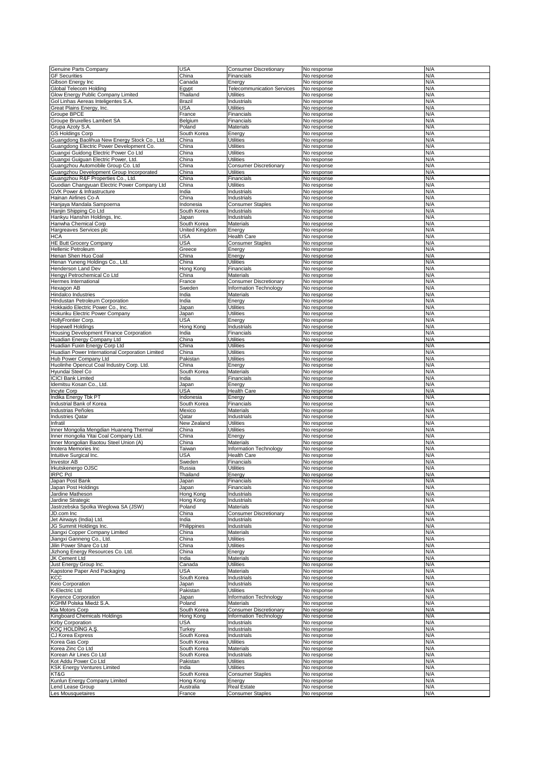| Genuine Parts Company | USA | Consumer Discretionary | No response | N/A |
|---|---|---|---|---|
| GF Securities | China | Financials | No response | N/A |
| Gibson Energy Inc | Canada | Energy | No response | N/A |
| Global Telecom Holding | Egypt | Telecommunication Services | No response | N/A |
| Glow Energy Public Company Limited | Thailand | Utilities | No response | N/A |
| Gol Linhas Aereas Inteligentes S.A. | Brazil | Industrials | No response | N/A |
| Great Plains Energy, Inc. | USA | Utilities | No response | N/A |
| Groupe BPCE | France | Financials | No response | N/A |
| Groupe Bruxelles Lambert SA | Belgium | Financials | No response | N/A |
| Grupa Azoty S.A. | Poland | Materials | No response | N/A |
| GS Holdings Corp | South Korea | Energy | No response | N/A |
| Guangdong Baolihua New Energy Stock Co., Ltd. | China | Utilities | No response | N/A |
| Guangdong Electric Power Development Co. | China | Utilities | No response | N/A |
| Guangxi Guidong Electric Power Co Ltd | China | Utilities | No response | N/A |
| Guangxi Guiguan Electric Power, Ltd. | China | Utilities | No response | N/A |
| Guangzhou Automobile Group Co. Ltd | China | Consumer Discretionary | No response | N/A |
| Guangzhou Development Group Incorporated | China | Utilities | No response | N/A |
| Guangzhou R&F Properties Co., Ltd. | China | Financials | No response | N/A |
| Guodian Changyuan Electric Power Company Ltd | China | Utilities | No response | N/A |
| GVK Power & Infrastructure | India | Industrials | No response | N/A |
| Hainan Airlines Co-A | China | Industrials | No response | N/A |
| Hanjaya Mandala Sampoerna | Indonesia | Consumer Staples | No response | N/A |
| Hanjin Shipping Co Ltd | South Korea | Industrials | No response | N/A |
| Hankyu Hanshin Holdings, Inc. | Japan | Industrials | No response | N/A |
| Hanwha Chemical Corp | South Korea | Materials | No response | N/A |
| Hargreaves Services plc | United Kingdom | Energy | No response | N/A |
| HCA | USA | Health Care | No response | N/A |
| HE Butt Grocery Company | USA | Consumer Staples | No response | N/A |
| Hellenic Petroleum | Greece | Energy | No response | N/A |
| Henan Shen Huo Coal | China | Energy | No response | N/A |
| Henan Yuneng Holdings Co., Ltd. | China | Utilities | No response | N/A |
| Henderson Land Dev | Hong Kong | Financials | No response | N/A |
| Hengyi Petrochemical Co Ltd | China | Materials | No response | N/A |
| Hermes International | France | Consumer Discretionary | No response | N/A |
| Hexagon AB | Sweden | Information Technology | No response | N/A |
| Hindalco Industries | India | Materials | No response | N/A |
| Hindustan Petroleum Corporation | India | Energy | No response | N/A |
| Hokkaido Electric Power Co., Inc. | Japan | Utilities | No response | N/A |
| Hokuriku Electric Power Company | Japan | Utilities | No response | N/A |
| HollyFrontier Corp. | USA | Energy | No response | N/A |
| Hopewell Holdings | Hong Kong | Industrials | No response | N/A |
| Housing Development Finance Corporation | India | Financials | No response | N/A |
| Huadian Energy Company Ltd | China | Utilities | No response | N/A |
| Huadian Fuxin Energy Corp Ltd | China | Utilities | No response | N/A |
| Huadian Power International Corporation Limited | China | Utilities | No response | N/A |
| Hub Power Company Ltd | Pakistan | Utilities | No response | N/A |
| Huolinhe Opencut Coal Industry Corp. Ltd. | China | Energy | No response | N/A |
| Hyundai Steel Co | South Korea | Materials | No response | N/A |
| ICICI Bank Limited | India | Financials | No response | N/A |
| Idemitsu Kosan Co., Ltd. | Japan | Energy | No response | N/A |
| Incyte Corp | USA | Health Care | No response | N/A |
| Indika Energy Tbk PT | Indonesia | Energy | No response | N/A |
| Industrial Bank of Korea | South Korea | Financials | No response | N/A |
| Industrias Peñoles | Mexico | Materials | No response | N/A |
| Industries Qatar | Qatar | Industrials | No response | N/A |
| Infratil | New Zealand | Utilities | No response | N/A |
| Inner Mongolia Mengdian Huaneng Thermal | China | Utilities | No response | N/A |
| Inner mongolia Yitai Coal Company Ltd. | China | Energy | No response | N/A |
| Inner Mongolian Baotou Steel Union (A) | China | Materials | No response | N/A |
| Inotera Memories Inc | Taiwan | Information Technology | No response | N/A |
| Intuitive Surgical Inc. | USA | Health Care | No response | N/A |
| Investor AB | Sweden | Financials | No response | N/A |
| Irkutskenergo OJSC | Russia | Utilities | No response | N/A |
| IRPC Pcl | Thailand | Energy | No response | N/A |
| Japan Post Bank | Japan | Financials | No response | N/A |
| Japan Post Holdings | Japan | Financials | No response | N/A |
| Jardine Matheson | Hong Kong | Industrials | No response | N/A |
| Jardine Strategic | Hong Kong | Industrials | No response | N/A |
| Jastrzebska Spolka Weglowa SA (JSW) | Poland | Materials | No response | N/A |
| JD.com Inc | China | Consumer Discretionary | No response | N/A |
| Jet Airways (India) Ltd. | India | Industrials | No response | N/A |
| JG Summit Holdings Inc. | Philippines | Industrials | No response | N/A |
| Jiangxi Copper Company Limited | China | Materials | No response | N/A |
| Jiangxi Ganneng Co., Ltd. | China | Utilities | No response | N/A |
| Jilin Power Share Co Ltd | China | Utilities | No response | N/A |
| Jizhong Energy Resources Co. Ltd. | China | Energy | No response | N/A |
| JK Cement Ltd | India | Materials | No response | N/A |
| Just Energy Group Inc. | Canada | Utilities | No response | N/A |
| Kapstone Paper And Packaging | USA | Materials | No response | N/A |
| KCC | South Korea | Industrials | No response | N/A |
| Keio Corporation | Japan | Industrials | No response | N/A |
| K-Electric Ltd | Pakistan | Utilities | No response | N/A |
| Keyence Corporation | Japan | Information Technology | No response | N/A |
| KGHM Polska Miedź S.A. | Poland | Materials | No response | N/A |
| Kia Motors Corp | South Korea | Consumer Discretionary | No response | N/A |
| Kingboard Chemicals Holdings | Hong Kong | Information Technology | No response | N/A |
| Kirby Corporation | USA | Industrials | No response | N/A |
| KOÇ HOLDİNG A.Ş. | Turkey | Industrials | No response | N/A |
| CJ Korea Express | South Korea | Industrials | No response | N/A |
| Korea Gas Corp | South Korea | Utilities | No response | N/A |
| Korea Zinc Co Ltd | South Korea | Materials | No response | N/A |
| Korean Air Lines Co Ltd | South Korea | Industrials | No response | N/A |
| Kot Addu Power Co Ltd | Pakistan | Utilities | No response | N/A |
| KSK Energy Ventures Limited | India | Utilities | No response | N/A |
| KT&G | South Korea | Consumer Staples | No response | N/A |
| Kunlun Energy Company Limited | Hong Kong | Energy | No response | N/A |
| Lend Lease Group | Australia | Real Estate | No response | N/A |
| Les Mousquetaires | France | Consumer Staples | No response | N/A |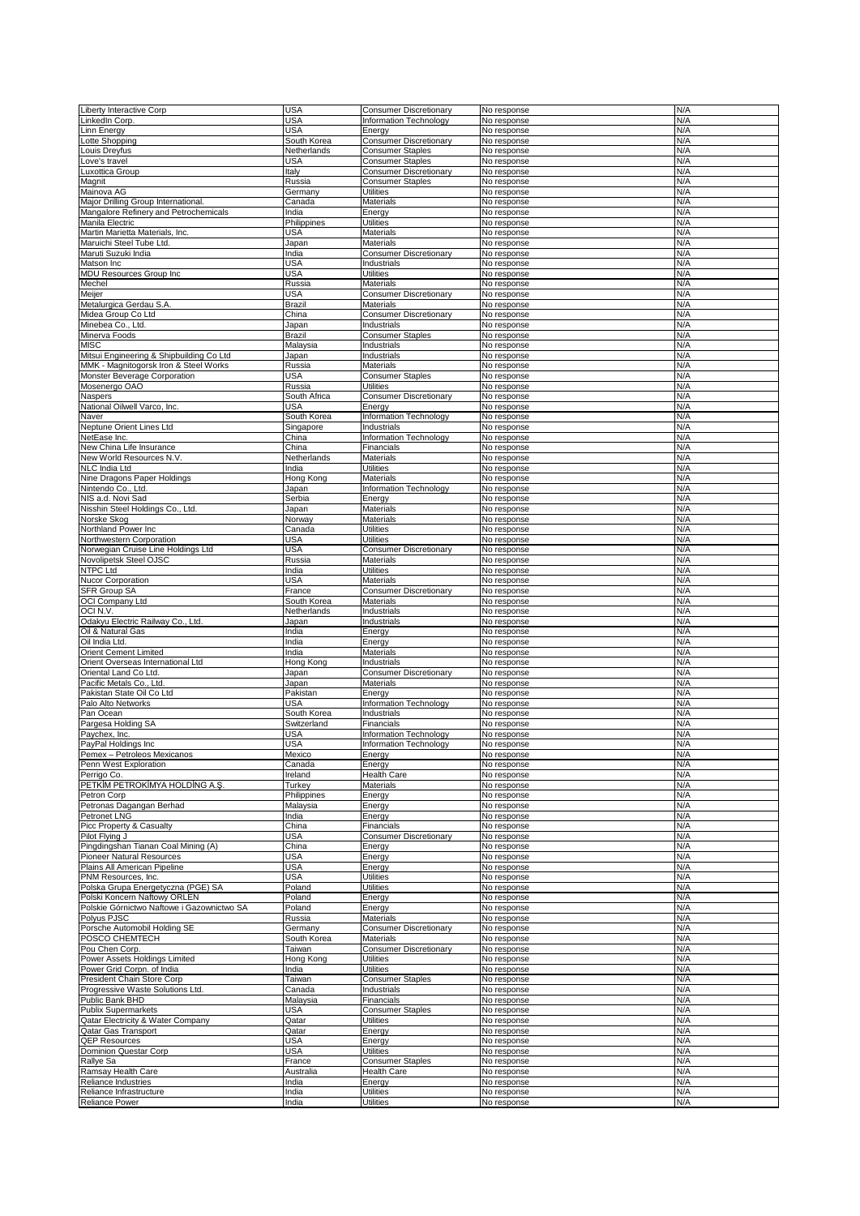| Liberty Interactive Corp | USA | Consumer Discretionary | No response | N/A |
|---|---|---|---|---|
| LinkedIn Corp. | USA | Information Technology | No response | N/A |
| Linn Energy | USA | Energy | No response | N/A |
| Lotte Shopping | South Korea | Consumer Discretionary | No response | N/A |
| Louis Dreyfus | Netherlands | Consumer Staples | No response | N/A |
| Love's travel | USA | Consumer Staples | No response | N/A |
| Luxottica Group | Italy | Consumer Discretionary | No response | N/A |
| Magnit | Russia | Consumer Staples | No response | N/A |
| Mainova AG | Germany | Utilities | No response | N/A |
| Major Drilling Group International. | Canada | Materials | No response | N/A |
| Mangalore Refinery and Petrochemicals | India | Energy | No response | N/A |
| Manila Electric | Philippines | Utilities | No response | N/A |
| Martin Marietta Materials, Inc. | USA | Materials | No response | N/A |
| Maruichi Steel Tube Ltd. | Japan | Materials | No response | N/A |
| Maruti Suzuki India | India | Consumer Discretionary | No response | N/A |
| Matson Inc | USA | Industrials | No response | N/A |
| MDU Resources Group Inc | USA | Utilities | No response | N/A |
| Mechel | Russia | Materials | No response | N/A |
| Meijer | USA | Consumer Discretionary | No response | N/A |
| Metalurgica Gerdau S.A. | Brazil | Materials | No response | N/A |
| Midea Group Co Ltd | China | Consumer Discretionary | No response | N/A |
| Minebea Co., Ltd. | Japan | Industrials | No response | N/A |
| Minerva Foods | Brazil | Consumer Staples | No response | N/A |
| MISC | Malaysia | Industrials | No response | N/A |
| Mitsui Engineering & Shipbuilding Co Ltd | Japan | Industrials | No response | N/A |
| MMK - Magnitogorsk Iron & Steel Works | Russia | Materials | No response | N/A |
| Monster Beverage Corporation | USA | Consumer Staples | No response | N/A |
| Mosenergo OAO | Russia | Utilities | No response | N/A |
| Naspers | South Africa | Consumer Discretionary | No response | N/A |
| National Oilwell Varco, Inc. | USA | Energy | No response | N/A |
| Naver | South Korea | Information Technology | No response | N/A |
| Neptune Orient Lines Ltd | Singapore | Industrials | No response | N/A |
| NetEase Inc. | China | Information Technology | No response | N/A |
| New China Life Insurance | China | Financials | No response | N/A |
| New World Resources N.V. | Netherlands | Materials | No response | N/A |
| NLC India Ltd | India | Utilities | No response | N/A |
| Nine Dragons Paper Holdings | Hong Kong | Materials | No response | N/A |
| Nintendo Co., Ltd. | Japan | Information Technology | No response | N/A |
| NIS a.d. Novi Sad | Serbia | Energy | No response | N/A |
| Nisshin Steel Holdings Co., Ltd. | Japan | Materials | No response | N/A |
| Norske Skog | Norway | Materials | No response | N/A |
| Northland Power Inc | Canada | Utilities | No response | N/A |
| Northwestern Corporation | USA | Utilities | No response | N/A |
| Norwegian Cruise Line Holdings Ltd | USA | Consumer Discretionary | No response | N/A |
| Novolipetsk Steel OJSC | Russia | Materials | No response | N/A |
| NTPC Ltd | India | Utilities | No response | N/A |
| Nucor Corporation | USA | Materials | No response | N/A |
| SFR Group SA | France | Consumer Discretionary | No response | N/A |
| OCI Company Ltd | South Korea | Materials | No response | N/A |
| OCI N.V. | Netherlands | Industrials | No response | N/A |
| Odakyu Electric Railway Co., Ltd. | Japan | Industrials | No response | N/A |
| Oil & Natural Gas | India | Energy | No response | N/A |
| Oil India Ltd. | India | Energy | No response | N/A |
| Orient Cement Limited | India | Materials | No response | N/A |
| Orient Overseas International Ltd | Hong Kong | Industrials | No response | N/A |
| Oriental Land Co Ltd. | Japan | Consumer Discretionary | No response | N/A |
| Pacific Metals Co., Ltd. | Japan | Materials | No response | N/A |
| Pakistan State Oil Co Ltd | Pakistan | Energy | No response | N/A |
| Palo Alto Networks | USA | Information Technology | No response | N/A |
| Pan Ocean | South Korea | Industrials | No response | N/A |
| Pargesa Holding SA | Switzerland | Financials | No response | N/A |
| Paychex, Inc. | USA | Information Technology | No response | N/A |
| PayPal Holdings Inc | USA | Information Technology | No response | N/A |
| Pemex – Petroleos Mexicanos | Mexico | Energy | No response | N/A |
| Penn West Exploration | Canada | Energy | No response | N/A |
| Perrigo Co. | Ireland | Health Care | No response | N/A |
| PETKİM PETROKİMYA HOLDİNG A.Ş. | Turkey | Materials | No response | N/A |
| Petron Corp | Philippines | Energy | No response | N/A |
| Petronas Dagangan Berhad | Malaysia | Energy | No response | N/A |
| Petronet LNG | India | Energy | No response | N/A |
| Picc Property & Casualty | China | Financials | No response | N/A |
| Pilot Flying J | USA | Consumer Discretionary | No response | N/A |
| Pingdingshan Tianan Coal Mining (A) | China | Energy | No response | N/A |
| Pioneer Natural Resources | USA | Energy | No response | N/A |
| Plains All American Pipeline | USA | Energy | No response | N/A |
| PNM Resources, Inc. | USA | Utilities | No response | N/A |
| Polska Grupa Energetyczna (PGE) SA | Poland | Utilities | No response | N/A |
| Polski Koncern Naftowy ORLEN | Poland | Energy | No response | N/A |
| Polskie Górnictwo Naftowe i Gazownictwo SA | Poland | Energy | No response | N/A |
| Polyus PJSC | Russia | Materials | No response | N/A |
| Porsche Automobil Holding SE | Germany | Consumer Discretionary | No response | N/A |
| POSCO CHEMTECH | South Korea | Materials | No response | N/A |
| Pou Chen Corp. | Taiwan | Consumer Discretionary | No response | N/A |
| Power Assets Holdings Limited | Hong Kong | Utilities | No response | N/A |
| Power Grid Corpn. of India | India | Utilities | No response | N/A |
| President Chain Store Corp | Taiwan | Consumer Staples | No response | N/A |
| Progressive Waste Solutions Ltd. | Canada | Industrials | No response | N/A |
| Public Bank BHD | Malaysia | Financials | No response | N/A |
| Publix Supermarkets | USA | Consumer Staples | No response | N/A |
| Qatar Electricity & Water Company | Qatar | Utilities | No response | N/A |
| Qatar Gas Transport | Qatar | Energy | No response | N/A |
| QEP Resources | USA | Energy | No response | N/A |
| Dominion Questar Corp | USA | Utilities | No response | N/A |
| Rallye Sa | France | Consumer Staples | No response | N/A |
| Ramsay Health Care | Australia | Health Care | No response | N/A |
| Reliance Industries | India | Energy | No response | N/A |
| Reliance Infrastructure | India | Utilities | No response | N/A |
| Reliance Power | India | Utilities | No response | N/A |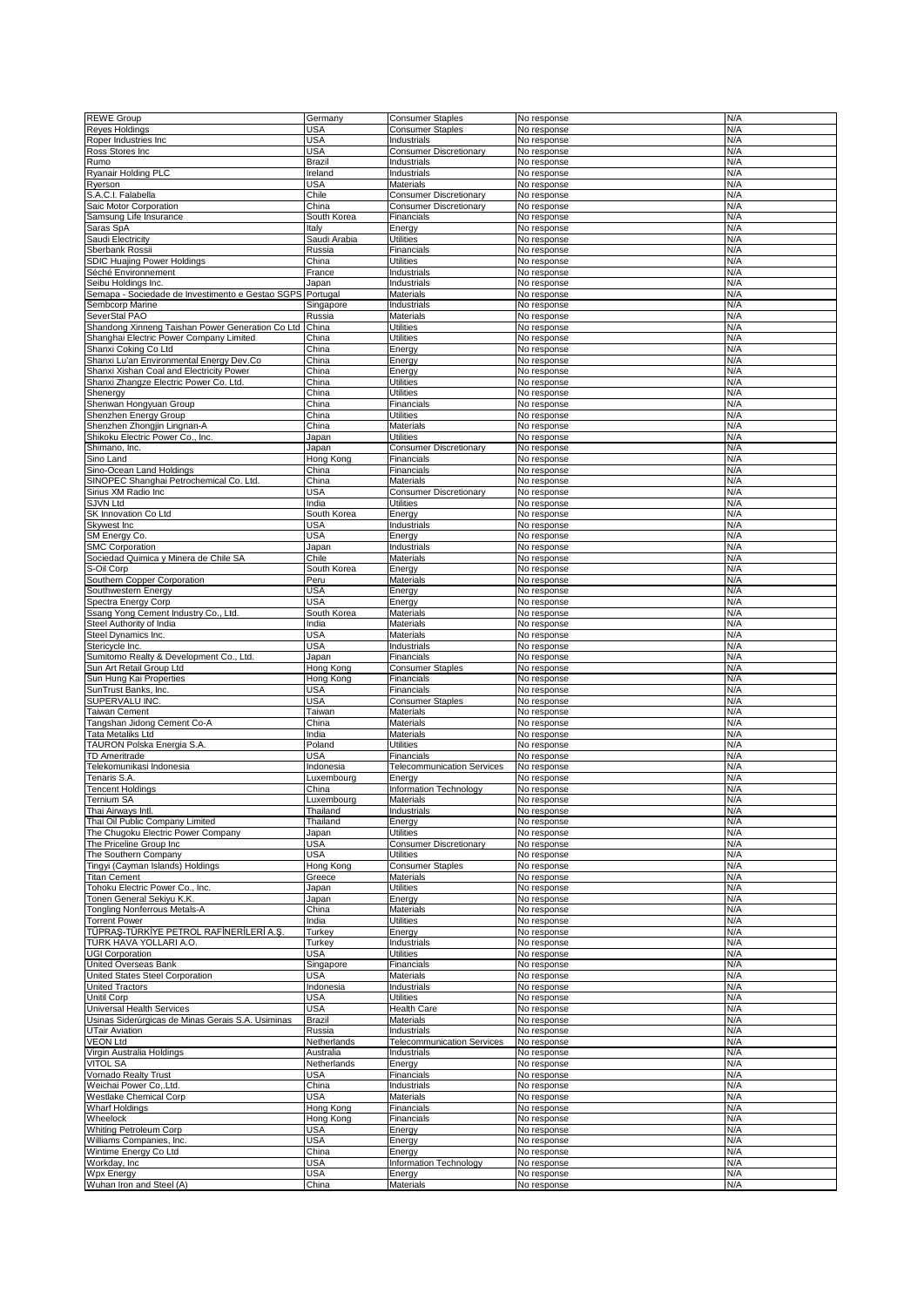| REWE Group | Germany | Consumer Staples | No response | N/A |
|---|---|---|---|---|
| Reyes Holdings | USA | Consumer Staples | No response | N/A |
| Roper Industries Inc | USA | Industrials | No response | N/A |
| Ross Stores Inc | USA | Consumer Discretionary | No response | N/A |
| Rumo | Brazil | Industrials | No response | N/A |
| Ryanair Holding PLC | Ireland | Industrials | No response | N/A |
| Ryerson | USA | Materials | No response | N/A |
| S.A.C.I. Falabella | Chile | Consumer Discretionary | No response | N/A |
| Saic Motor Corporation | China | Consumer Discretionary | No response | N/A |
| Samsung Life Insurance | South Korea | Financials | No response | N/A |
| Saras SpA | Italy | Energy | No response | N/A |
| Saudi Electricity | Saudi Arabia | Utilities | No response | N/A |
| Sberbank Rossii | Russia | Financials | No response | N/A |
| SDIC Huajing Power Holdings | China | Utilities | No response | N/A |
| Séché Environnement | France | Industrials | No response | N/A |
| Seibu Holdings Inc. | Japan | Industrials | No response | N/A |
| Semapa - Sociedade de Investimento e Gestao SGPS | Portugal | Materials | No response | N/A |
| Sembcorp Marine | Singapore | Industrials | No response | N/A |
| SeverStal PAO | Russia | Materials | No response | N/A |
| Shandong Xinneng Taishan Power Generation Co Ltd | China | Utilities | No response | N/A |
| Shanghai Electric Power Company Limited | China | Utilities | No response | N/A |
| Shanxi Coking Co Ltd | China | Energy | No response | N/A |
| Shanxi Lu'an Environmental Energy Dev.Co | China | Energy | No response | N/A |
| Shanxi Xishan Coal and Electricity Power | China | Energy | No response | N/A |
| Shanxi Zhangze Electric Power Co. Ltd. | China | Utilities | No response | N/A |
| Shenergy | China | Utilities | No response | N/A |
| Shenwan Hongyuan Group | China | Financials | No response | N/A |
| Shenzhen Energy Group | China | Utilities | No response | N/A |
| Shenzhen Zhongjin Lingnan-A | China | Materials | No response | N/A |
| Shikoku Electric Power Co., Inc. | Japan | Utilities | No response | N/A |
| Shimano, Inc. | Japan | Consumer Discretionary | No response | N/A |
| Sino Land | Hong Kong | Financials | No response | N/A |
| Sino-Ocean Land Holdings | China | Financials | No response | N/A |
| SINOPEC Shanghai Petrochemical Co. Ltd. | China | Materials | No response | N/A |
| Sirius XM Radio Inc | USA | Consumer Discretionary | No response | N/A |
| SJVN Ltd | India | Utilities | No response | N/A |
| SK Innovation Co Ltd | South Korea | Energy | No response | N/A |
| Skywest Inc | USA | Industrials | No response | N/A |
| SM Energy Co. | USA | Energy | No response | N/A |
| SMC Corporation | Japan | Industrials | No response | N/A |
| Sociedad Quimica y Minera de Chile SA | Chile | Materials | No response | N/A |
| S-Oil Corp | South Korea | Energy | No response | N/A |
| Southern Copper Corporation | Peru | Materials | No response | N/A |
| Southwestern Energy | USA | Energy | No response | N/A |
| Spectra Energy Corp | USA | Energy | No response | N/A |
| Ssang Yong Cement Industry Co., Ltd. | South Korea | Materials | No response | N/A |
| Steel Authority of India | India | Materials | No response | N/A |
| Steel Dynamics Inc. | USA | Materials | No response | N/A |
| Stericycle Inc. | USA | Industrials | No response | N/A |
| Sumitomo Realty & Development Co., Ltd. | Japan | Financials | No response | N/A |
| Sun Art Retail Group Ltd | Hong Kong | Consumer Staples | No response | N/A |
| Sun Hung Kai Properties | Hong Kong | Financials | No response | N/A |
| SunTrust Banks, Inc. | USA | Financials | No response | N/A |
| SUPERVALU INC. | USA | Consumer Staples | No response | N/A |
| Taiwan Cement | Taiwan | Materials | No response | N/A |
| Tangshan Jidong Cement Co-A | China | Materials | No response | N/A |
| Tata Metaliks Ltd | India | Materials | No response | N/A |
| TAURON Polska Energia S.A. | Poland | Utilities | No response | N/A |
| TD Ameritrade | USA | Financials | No response | N/A |
| Telekomunikasi Indonesia | Indonesia | Telecommunication Services | No response | N/A |
| Tenaris S.A. | Luxembourg | Energy | No response | N/A |
| Tencent Holdings | China | Information Technology | No response | N/A |
| Ternium SA | Luxembourg | Materials | No response | N/A |
| Thai Airways Intl. | Thailand | Industrials | No response | N/A |
| Thai Oil Public Company Limited | Thailand | Energy | No response | N/A |
| The Chugoku Electric Power Company | Japan | Utilities | No response | N/A |
| The Priceline Group Inc | USA | Consumer Discretionary | No response | N/A |
| The Southern Company | USA | Utilities | No response | N/A |
| Tingyi (Cayman Islands) Holdings | Hong Kong | Consumer Staples | No response | N/A |
| Titan Cement | Greece | Materials | No response | N/A |
| Tohoku Electric Power Co., Inc. | Japan | Utilities | No response | N/A |
| Tonen General Sekiyu K.K. | Japan | Energy | No response | N/A |
| Tongling Nonferrous Metals-A | China | Materials | No response | N/A |
| Torrent Power | India | Utilities | No response | N/A |
| TÜPRAŞ-TÜRKİYE PETROL RAFİNERİLERİ A.Ş. | Turkey | Energy | No response | N/A |
| TÜRK HAVA YOLLARI A.O. | Turkey | Industrials | No response | N/A |
| UGI Corporation | USA | Utilities | No response | N/A |
| United Overseas Bank | Singapore | Financials | No response | N/A |
| United States Steel Corporation | USA | Materials | No response | N/A |
| United Tractors | Indonesia | Industrials | No response | N/A |
| Unitil Corp | USA | Utilities | No response | N/A |
| Universal Health Services | USA | Health Care | No response | N/A |
| Usinas Siderúrgicas de Minas Gerais S.A. Usiminas | Brazil | Materials | No response | N/A |
| UTair Aviation | Russia | Industrials | No response | N/A |
| VEON Ltd | Netherlands | Telecommunication Services | No response | N/A |
| Virgin Australia Holdings | Australia | Industrials | No response | N/A |
| VITOL SA | Netherlands | Energy | No response | N/A |
| Vornado Realty Trust | USA | Financials | No response | N/A |
| Weichai Power Co,.Ltd. | China | Industrials | No response | N/A |
| Westlake Chemical Corp | USA | Materials | No response | N/A |
| Wharf Holdings | Hong Kong | Financials | No response | N/A |
| Wheelock | Hong Kong | Financials | No response | N/A |
| Whiting Petroleum Corp | USA | Energy | No response | N/A |
| Williams Companies, Inc. | USA | Energy | No response | N/A |
| Wintime Energy Co Ltd | China | Energy | No response | N/A |
| Workday, Inc | USA | Information Technology | No response | N/A |
| Wpx Energy | USA | Energy | No response | N/A |
| Wuhan Iron and Steel (A) | China | Materials | No response | N/A |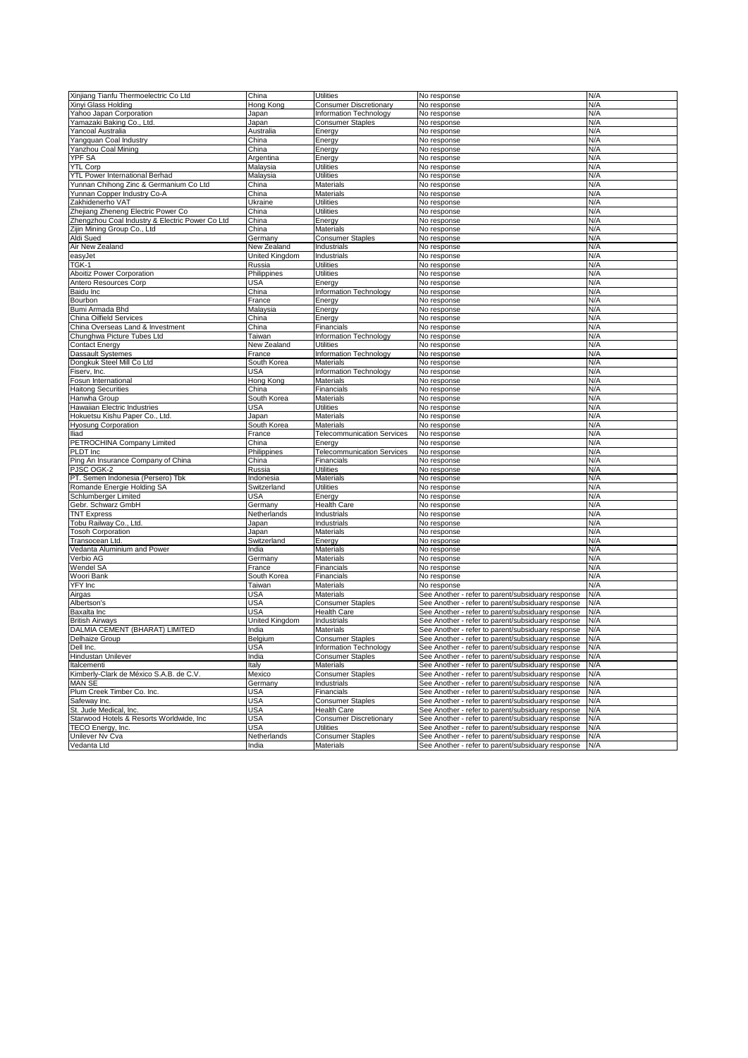| | | | | |
|---|---|---|---|---|
| Xinjiang Tianfu Thermoelectric Co Ltd | China | Utilities | No response | N/A |
| Xinyi Glass Holding | Hong Kong | Consumer Discretionary | No response | N/A |
| Yahoo Japan Corporation | Japan | Information Technology | No response | N/A |
| Yamazaki Baking Co., Ltd. | Japan | Consumer Staples | No response | N/A |
| Yancoal Australia | Australia | Energy | No response | N/A |
| Yangquan Coal Industry | China | Energy | No response | N/A |
| Yanzhou Coal Mining | China | Energy | No response | N/A |
| YPF SA | Argentina | Energy | No response | N/A |
| YTL Corp | Malaysia | Utilities | No response | N/A |
| YTL Power International Berhad | Malaysia | Utilities | No response | N/A |
| Yunnan Chihong Zinc & Germanium Co Ltd | China | Materials | No response | N/A |
| Yunnan Copper Industry Co-A | China | Materials | No response | N/A |
| Zakhidenerho VAT | Ukraine | Utilities | No response | N/A |
| Zhejiang Zheneng Electric Power Co | China | Utilities | No response | N/A |
| Zhengzhou Coal Industry & Electric Power Co Ltd | China | Energy | No response | N/A |
| Zijin Mining Group Co., Ltd | China | Materials | No response | N/A |
| Aldi Sued | Germany | Consumer Staples | No response | N/A |
| Air New Zealand | New Zealand | Industrials | No response | N/A |
| easyJet | United Kingdom | Industrials | No response | N/A |
| TGK-1 | Russia | Utilities | No response | N/A |
| Aboitiz Power Corporation | Philippines | Utilities | No response | N/A |
| Antero Resources Corp | USA | Energy | No response | N/A |
| Baidu Inc | China | Information Technology | No response | N/A |
| Bourbon | France | Energy | No response | N/A |
| Bumi Armada Bhd | Malaysia | Energy | No response | N/A |
| China Oilfield Services | China | Energy | No response | N/A |
| China Overseas Land & Investment | China | Financials | No response | N/A |
| Chunghwa Picture Tubes Ltd | Taiwan | Information Technology | No response | N/A |
| Contact Energy | New Zealand | Utilities | No response | N/A |
| Dassault Systemes | France | Information Technology | No response | N/A |
| Dongkuk Steel Mill Co Ltd | South Korea | Materials | No response | N/A |
| Fiserv, Inc. | USA | Information Technology | No response | N/A |
| Fosun International | Hong Kong | Materials | No response | N/A |
| Haitong Securities | China | Financials | No response | N/A |
| Hanwha Group | South Korea | Materials | No response | N/A |
| Hawaiian Electric Industries | USA | Utilities | No response | N/A |
| Hokuetsu Kishu Paper Co., Ltd. | Japan | Materials | No response | N/A |
| Hyosung Corporation | South Korea | Materials | No response | N/A |
| Iliad | France | Telecommunication Services | No response | N/A |
| PETROCHINA Company Limited | China | Energy | No response | N/A |
| PLDT Inc | Philippines | Telecommunication Services | No response | N/A |
| Ping An Insurance Company of China | China | Financials | No response | N/A |
| PJSC OGK-2 | Russia | Utilities | No response | N/A |
| PT. Semen Indonesia (Persero) Tbk | Indonesia | Materials | No response | N/A |
| Romande Energie Holding SA | Switzerland | Utilities | No response | N/A |
| Schlumberger Limited | USA | Energy | No response | N/A |
| Gebr. Schwarz GmbH | Germany | Health Care | No response | N/A |
| TNT Express | Netherlands | Industrials | No response | N/A |
| Tobu Railway Co., Ltd. | Japan | Industrials | No response | N/A |
| Tosoh Corporation | Japan | Materials | No response | N/A |
| Transocean Ltd. | Switzerland | Energy | No response | N/A |
| Vedanta Aluminium and Power | India | Materials | No response | N/A |
| Verbio AG | Germany | Materials | No response | N/A |
| Wendel SA | France | Financials | No response | N/A |
| Woori Bank | South Korea | Financials | No response | N/A |
| YFY Inc | Taiwan | Materials | No response | N/A |
| Airgas | USA | Materials | See Another - refer to parent/subsidiary response | N/A |
| Albertson's | USA | Consumer Staples | See Another - refer to parent/subsidiary response | N/A |
| Baxalta Inc | USA | Health Care | See Another - refer to parent/subsidiary response | N/A |
| British Airways | United Kingdom | Industrials | See Another - refer to parent/subsidiary response | N/A |
| DALMIA CEMENT (BHARAT) LIMITED | India | Materials | See Another - refer to parent/subsidiary response | N/A |
| Delhaize Group | Belgium | Consumer Staples | See Another - refer to parent/subsidiary response | N/A |
| Dell Inc. | USA | Information Technology | See Another - refer to parent/subsidiary response | N/A |
| Hindustan Unilever | India | Consumer Staples | See Another - refer to parent/subsidiary response | N/A |
| Italcementi | Italy | Materials | See Another - refer to parent/subsidiary response | N/A |
| Kimberly-Clark de México S.A.B. de C.V. | Mexico | Consumer Staples | See Another - refer to parent/subsidiary response | N/A |
| MAN SE | Germany | Industrials | See Another - refer to parent/subsidiary response | N/A |
| Plum Creek Timber Co. Inc. | USA | Financials | See Another - refer to parent/subsidiary response | N/A |
| Safeway Inc. | USA | Consumer Staples | See Another - refer to parent/subsidiary response | N/A |
| St. Jude Medical, Inc. | USA | Health Care | See Another - refer to parent/subsidiary response | N/A |
| Starwood Hotels & Resorts Worldwide, Inc | USA | Consumer Discretionary | See Another - refer to parent/subsidiary response | N/A |
| TECO Energy, Inc. | USA | Utilities | See Another - refer to parent/subsidiary response | N/A |
| Unilever Nv Cva | Netherlands | Consumer Staples | See Another - refer to parent/subsidiary response | N/A |
| Vedanta Ltd | India | Materials | See Another - refer to parent/subsidiary response | N/A |